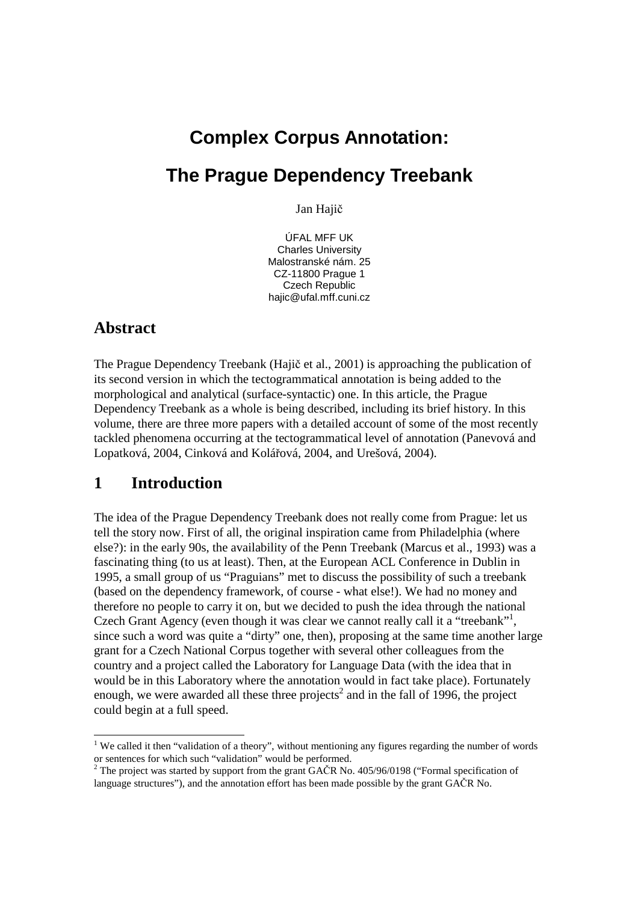# Complex Corpus Annotation:

# The Prague Dependency Treebank

Jan Hajič

ÚFAL MFF UK
Charles University
Malostranské nám. 25
CZ-11800 Prague 1
Czech Republic
hajic@ufal.mff.cuni.cz

## Abstract

The Prague Dependency Treebank (Hajič et al., 2001) is approaching the publication of its second version in which the tectogrammatical annotation is being added to the morphological and analytical (surface-syntactic) one. In this article, the Prague Dependency Treebank as a whole is being described, including its brief history. In this volume, there are three more papers with a detailed account of some of the most recently tackled phenomena occurring at the tectogrammatical level of annotation (Panevová and Lopatková, 2004, Cinková and Kolářová, 2004, and Urešová, 2004).

## 1 Introduction

The idea of the Prague Dependency Treebank does not really come from Prague: let us tell the story now. First of all, the original inspiration came from Philadelphia (where else?): in the early 90s, the availability of the Penn Treebank (Marcus et al., 1993) was a fascinating thing (to us at least). Then, at the European ACL Conference in Dublin in 1995, a small group of us "Praguians" met to discuss the possibility of such a treebank (based on the dependency framework, of course - what else!). We had no money and therefore no people to carry it on, but we decided to push the idea through the national Czech Grant Agency (even though it was clear we cannot really call it a "treebank"[1], since such a word was quite a "dirty" one, then), proposing at the same time another large grant for a Czech National Corpus together with several other colleagues from the country and a project called the Laboratory for Language Data (with the idea that in would be in this Laboratory where the annotation would in fact take place). Fortunately enough, we were awarded all these three projects[2] and in the fall of 1996, the project could begin at a full speed.

[1] We called it then "validation of a theory", without mentioning any figures regarding the number of words or sentences for which such "validation" would be performed.

[2] The project was started by support from the grant GAČR No. 405/96/0198 ("Formal specification of language structures"), and the annotation effort has been made possible by the grant GAČR No.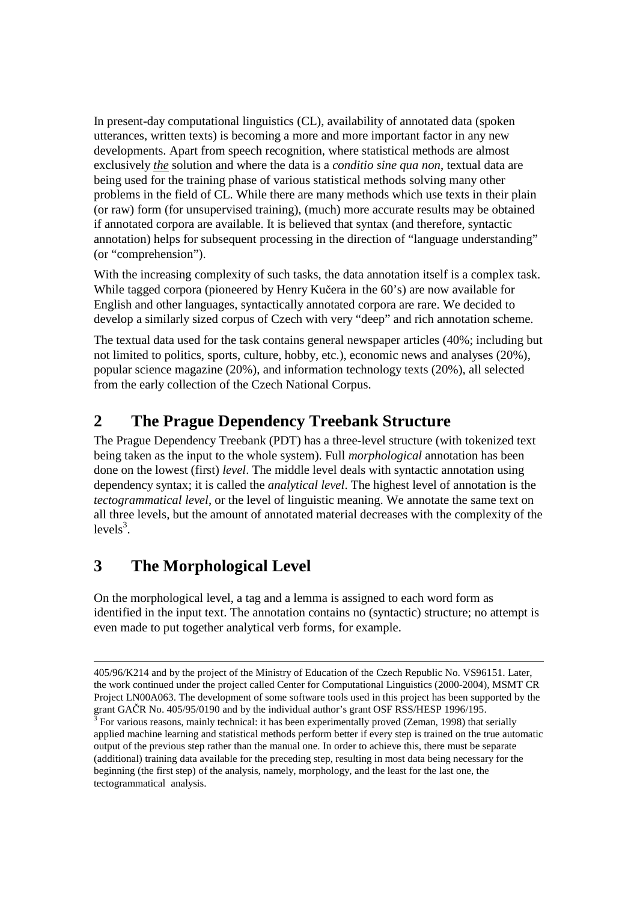In present-day computational linguistics (CL), availability of annotated data (spoken utterances, written texts) is becoming a more and more important factor in any new developments. Apart from speech recognition, where statistical methods are almost exclusively ***the*** solution and where the data is a *conditio sine qua non*, textual data are being used for the training phase of various statistical methods solving many other problems in the field of CL. While there are many methods which use texts in their plain (or raw) form (for unsupervised training), (much) more accurate results may be obtained if annotated corpora are available. It is believed that syntax (and therefore, syntactic annotation) helps for subsequent processing in the direction of "language understanding" (or "comprehension").

With the increasing complexity of such tasks, the data annotation itself is a complex task. While tagged corpora (pioneered by Henry Kučera in the 60's) are now available for English and other languages, syntactically annotated corpora are rare. We decided to develop a similarly sized corpus of Czech with very "deep" and rich annotation scheme.

The textual data used for the task contains general newspaper articles (40%; including but not limited to politics, sports, culture, hobby, etc.), economic news and analyses (20%), popular science magazine (20%), and information technology texts (20%), all selected from the early collection of the Czech National Corpus.

## 2 The Prague Dependency Treebank Structure

The Prague Dependency Treebank (PDT) has a three-level structure (with tokenized text being taken as the input to the whole system). Full *morphological* annotation has been done on the lowest (first) *level*. The middle level deals with syntactic annotation using dependency syntax; it is called the *analytical level*. The highest level of annotation is the *tectogrammatical level*, or the level of linguistic meaning. We annotate the same text on all three levels, but the amount of annotated material decreases with the complexity of the levels[3].

## 3 The Morphological Level

On the morphological level, a tag and a lemma is assigned to each word form as identified in the input text. The annotation contains no (syntactic) structure; no attempt is even made to put together analytical verb forms, for example.

---

405/96/K214 and by the project of the Ministry of Education of the Czech Republic No. VS96151. Later, the work continued under the project called Center for Computational Linguistics (2000-2004), MSMT CR Project LN00A063. The development of some software tools used in this project has been supported by the grant GAČR No. 405/95/0190 and by the individual author's grant OSF RSS/HESP 1996/195.

[3] For various reasons, mainly technical: it has been experimentally proved (Zeman, 1998) that serially applied machine learning and statistical methods perform better if every step is trained on the true automatic output of the previous step rather than the manual one. In order to achieve this, there must be separate (additional) training data available for the preceding step, resulting in most data being necessary for the beginning (the first step) of the analysis, namely, morphology, and the least for the last one, the tectogrammatical analysis.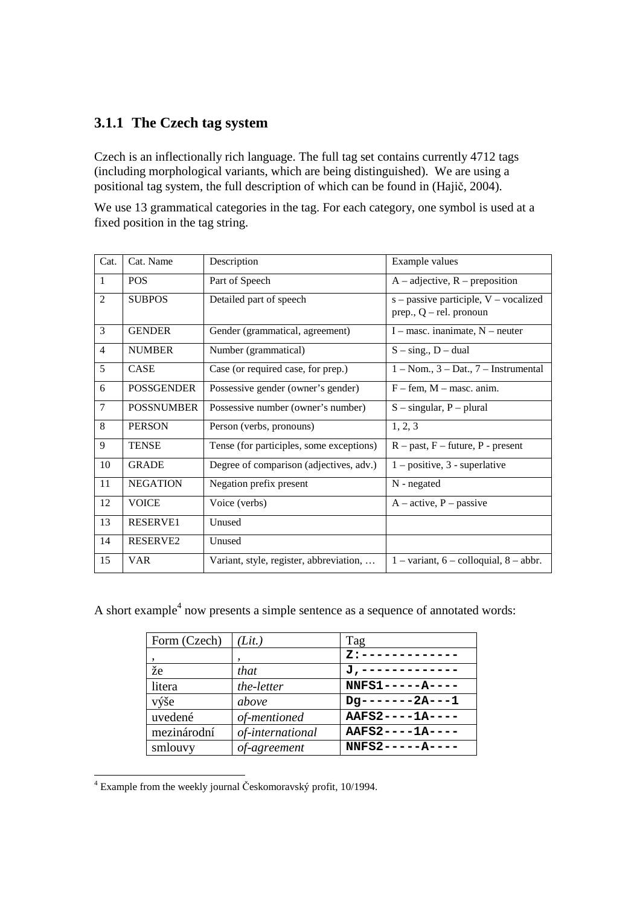### 3.1.1 The Czech tag system

Czech is an inflectionally rich language. The full tag set contains currently 4712 tags (including morphological variants, which are being distinguished). We are using a positional tag system, the full description of which can be found in (Hajič, 2004).

We use 13 grammatical categories in the tag. For each category, one symbol is used at a fixed position in the tag string.

| Cat. | Cat. Name | Description | Example values |
|---|---|---|---|
| 1 | POS | Part of Speech | A – adjective, R – preposition |
| 2 | SUBPOS | Detailed part of speech | s – passive participle, V – vocalized prep., Q – rel. pronoun |
| 3 | GENDER | Gender (grammatical, agreement) | I – masc. inanimate, N – neuter |
| 4 | NUMBER | Number (grammatical) | S – sing., D – dual |
| 5 | CASE | Case (or required case, for prep.) | 1 – Nom., 3 – Dat., 7 – Instrumental |
| 6 | POSSGENDER | Possessive gender (owner's gender) | F – fem, M – masc. anim. |
| 7 | POSSNUMBER | Possessive number (owner's number) | S – singular, P – plural |
| 8 | PERSON | Person (verbs, pronouns) | 1, 2, 3 |
| 9 | TENSE | Tense (for participles, some exceptions) | R – past, F – future, P - present |
| 10 | GRADE | Degree of comparison (adjectives, adv.) | 1 – positive, 3 - superlative |
| 11 | NEGATION | Negation prefix present | N - negated |
| 12 | VOICE | Voice (verbs) | A – active, P – passive |
| 13 | RESERVE1 | Unused | |
| 14 | RESERVE2 | Unused | |
| 15 | VAR | Variant, style, register, abbreviation, … | 1 – variant, 6 – colloquial, 8 – abbr. |

A short example[4] now presents a simple sentence as a sequence of annotated words:

| Form (Czech) | *(Lit.)* | Tag |
|---|---|---|
| , | , | `Z:-------------` |
| že | *that* | `J,-------------` |
| litera | *the-letter* | `NNFS1-----A----` |
| výše | *above* | `Dg-------2A---1` |
| uvedené | *of-mentioned* | `AAFS2----1A----` |
| mezinárodní | *of-international* | `AAFS2----1A----` |
| smlouvy | *of-agreement* | `NNFS2-----A----` |

[4] Example from the weekly journal Českomoravský profit, 10/1994.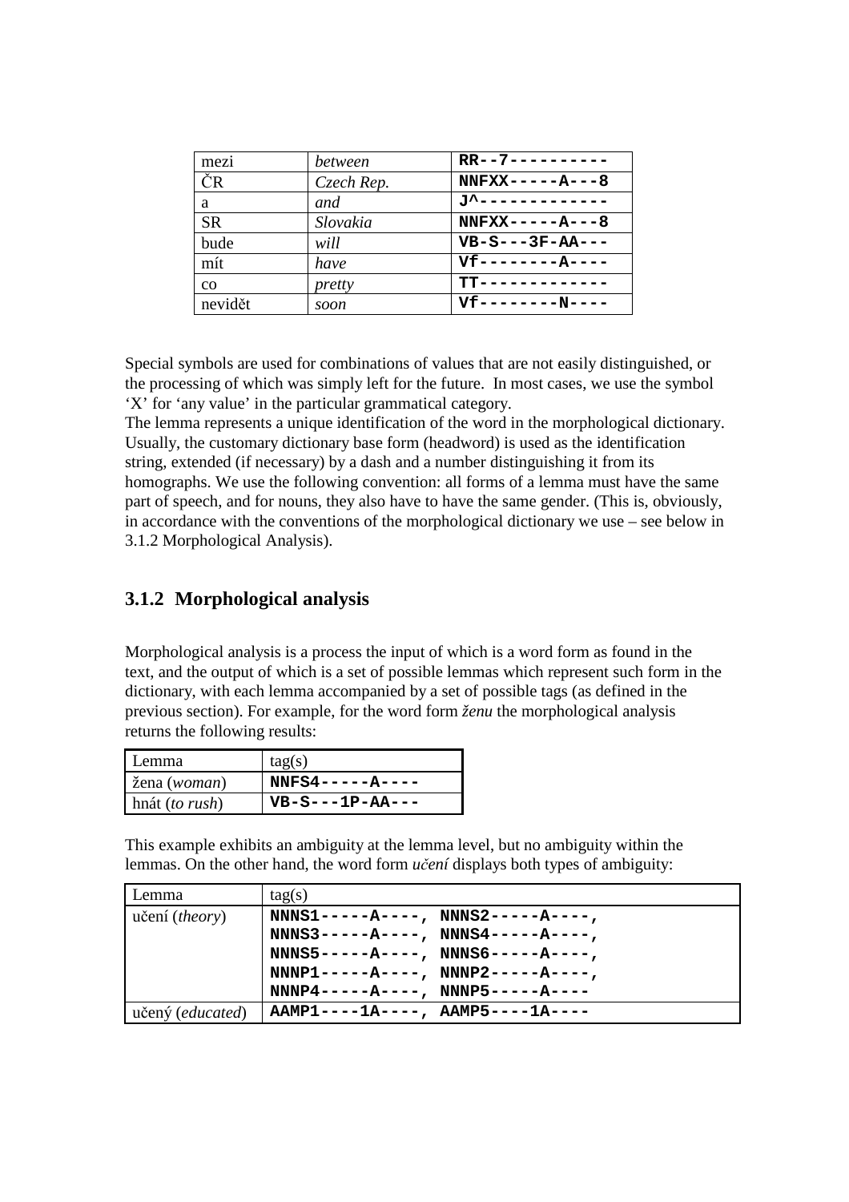| mezi | *between* | `RR--7----------` |
|---|---|---|
| ČR | *Czech Rep.* | `NNFXX-----A---8` |
| a | *and* | `J^-------------` |
| SR | *Slovakia* | `NNFXX-----A---8` |
| bude | *will* | `VB-S---3F-AA---` |
| mít | *have* | `Vf--------A----` |
| co | *pretty* | `TT-------------` |
| nevidět | *soon* | `Vf--------N----` |

Special symbols are used for combinations of values that are not easily distinguished, or the processing of which was simply left for the future. In most cases, we use the symbol 'X' for 'any value' in the particular grammatical category.
The lemma represents a unique identification of the word in the morphological dictionary. Usually, the customary dictionary base form (headword) is used as the identification string, extended (if necessary) by a dash and a number distinguishing it from its homographs. We use the following convention: all forms of a lemma must have the same part of speech, and for nouns, they also have to have the same gender. (This is, obviously, in accordance with the conventions of the morphological dictionary we use – see below in 3.1.2 Morphological Analysis).

### 3.1.2 Morphological analysis

Morphological analysis is a process the input of which is a word form as found in the text, and the output of which is a set of possible lemmas which represent such form in the dictionary, with each lemma accompanied by a set of possible tags (as defined in the previous section). For example, for the word form *ženu* the morphological analysis returns the following results:

| Lemma | tag(s) |
|---|---|
| žena (*woman*) | `NNFS4-----A----` |
| hnát (*to rush*) | `VB-S---1P-AA---` |

This example exhibits an ambiguity at the lemma level, but no ambiguity within the lemmas. On the other hand, the word form *učení* displays both types of ambiguity:

| Lemma | tag(s) |
|---|---|
| učení (*theory*) | `NNNS1-----A----, NNNS2-----A----, NNNS3-----A----, NNNS4-----A----, NNNS5-----A----, NNNS6-----A----, NNNP1-----A----, NNNP2-----A----, NNNP4-----A----, NNNP5-----A----` |
| učený (*educated*) | `AAMP1----1A----, AAMP5----1A----` |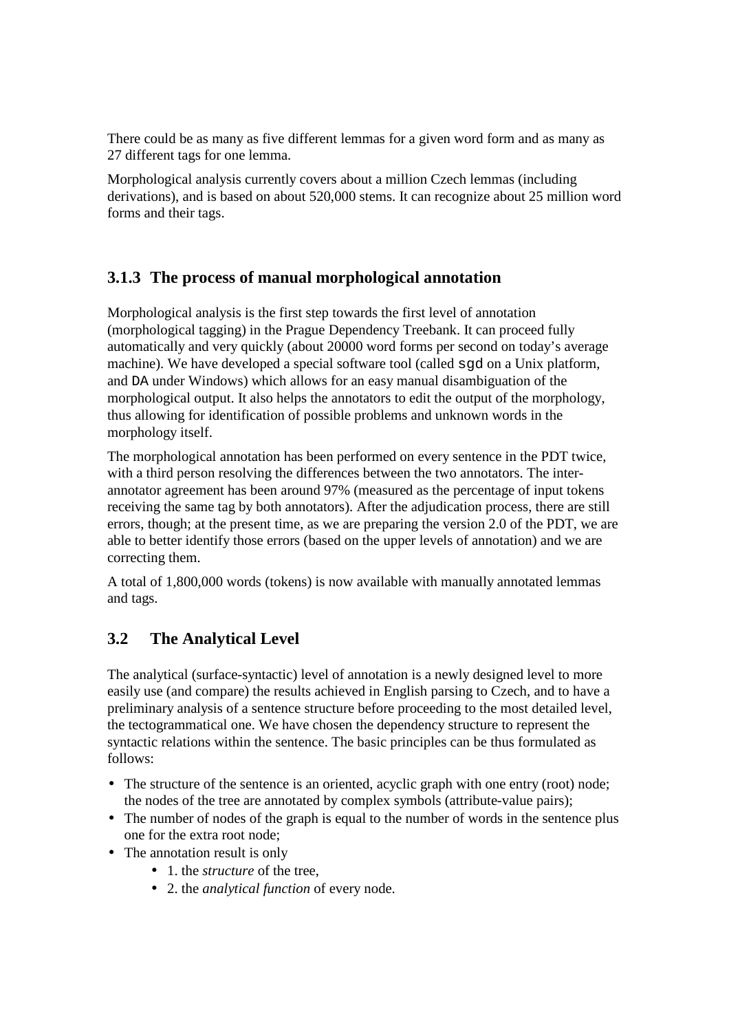There could be as many as five different lemmas for a given word form and as many as 27 different tags for one lemma.

Morphological analysis currently covers about a million Czech lemmas (including derivations), and is based on about 520,000 stems. It can recognize about 25 million word forms and their tags.

### 3.1.3 The process of manual morphological annotation

Morphological analysis is the first step towards the first level of annotation (morphological tagging) in the Prague Dependency Treebank. It can proceed fully automatically and very quickly (about 20000 word forms per second on today's average machine). We have developed a special software tool (called `sgd` on a Unix platform, and `DA` under Windows) which allows for an easy manual disambiguation of the morphological output. It also helps the annotators to edit the output of the morphology, thus allowing for identification of possible problems and unknown words in the morphology itself.

The morphological annotation has been performed on every sentence in the PDT twice, with a third person resolving the differences between the two annotators. The inter-annotator agreement has been around 97% (measured as the percentage of input tokens receiving the same tag by both annotators). After the adjudication process, there are still errors, though; at the present time, as we are preparing the version 2.0 of the PDT, we are able to better identify those errors (based on the upper levels of annotation) and we are correcting them.

A total of 1,800,000 words (tokens) is now available with manually annotated lemmas and tags.

## 3.2 The Analytical Level

The analytical (surface-syntactic) level of annotation is a newly designed level to more easily use (and compare) the results achieved in English parsing to Czech, and to have a preliminary analysis of a sentence structure before proceeding to the most detailed level, the tectogrammatical one. We have chosen the dependency structure to represent the syntactic relations within the sentence. The basic principles can be thus formulated as follows:

- The structure of the sentence is an oriented, acyclic graph with one entry (root) node; the nodes of the tree are annotated by complex symbols (attribute-value pairs);
- The number of nodes of the graph is equal to the number of words in the sentence plus one for the extra root node;
- The annotation result is only
  - 1. the *structure* of the tree,
  - 2. the *analytical function* of every node.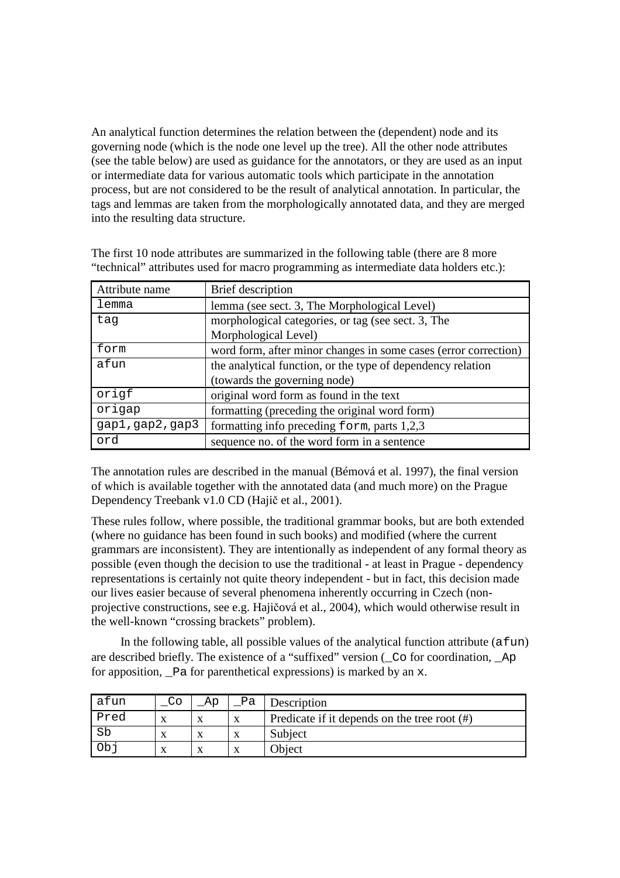An analytical function determines the relation between the (dependent) node and its governing node (which is the node one level up the tree). All the other node attributes (see the table below) are used as guidance for the annotators, or they are used as an input or intermediate data for various automatic tools which participate in the annotation process, but are not considered to be the result of analytical annotation. In particular, the tags and lemmas are taken from the morphologically annotated data, and they are merged into the resulting data structure.

The first 10 node attributes are summarized in the following table (there are 8 more "technical" attributes used for macro programming as intermediate data holders etc.):

| Attribute name | Brief description |
|---|---|
| `lemma` | lemma (see sect. 3, The Morphological Level) |
| `tag` | morphological categories, or tag (see sect. 3, The Morphological Level) |
| `form` | word form, after minor changes in some cases (error correction) |
| `afun` | the analytical function, or the type of dependency relation (towards the governing node) |
| `origf` | original word form as found in the text |
| `origap` | formatting (preceding the original word form) |
| `gap1,gap2,gap3` | formatting info preceding `form`, parts 1,2,3 |
| `ord` | sequence no. of the word form in a sentence |

The annotation rules are described in the manual (Bémová et al. 1997), the final version of which is available together with the annotated data (and much more) on the Prague Dependency Treebank v1.0 CD (Hajič et al., 2001).

These rules follow, where possible, the traditional grammar books, but are both extended (where no guidance has been found in such books) and modified (where the current grammars are inconsistent). They are intentionally as independent of any formal theory as possible (even though the decision to use the traditional - at least in Prague - dependency representations is certainly not quite theory independent - but in fact, this decision made our lives easier because of several phenomena inherently occurring in Czech (non-projective constructions, see e.g. Hajičová et al., 2004), which would otherwise result in the well-known "crossing brackets" problem).

In the following table, all possible values of the analytical function attribute (`afun`) are described briefly. The existence of a "suffixed" version (`_Co` for coordination, `_Ap` for apposition, `_Pa` for parenthetical expressions) is marked by an `x`.

| afun | _Co | _Ap | _Pa | Description |
|---|---|---|---|---|
| `Pred` | x | x | x | Predicate if it depends on the tree root (#) |
| `Sb` | x | x | x | Subject |
| `Obj` | x | x | x | Object |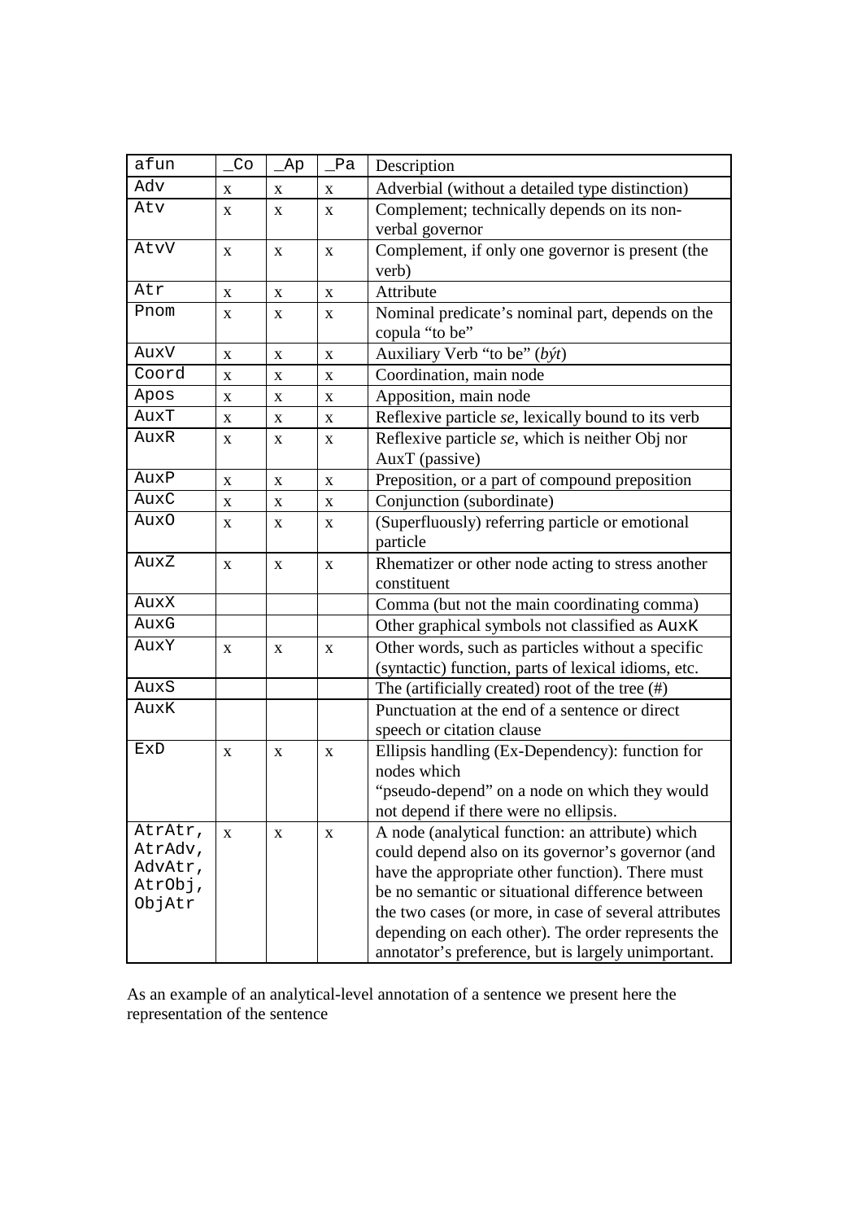| afun | _Co | _Ap | _Pa | Description |
|---|---|---|---|---|
| Adv | x | x | x | Adverbial (without a detailed type distinction) |
| Atv | x | x | x | Complement; technically depends on its non-verbal governor |
| AtvV | x | x | x | Complement, if only one governor is present (the verb) |
| Atr | x | x | x | Attribute |
| Pnom | x | x | x | Nominal predicate's nominal part, depends on the copula "to be" |
| AuxV | x | x | x | Auxiliary Verb "to be" (*být*) |
| Coord | x | x | x | Coordination, main node |
| Apos | x | x | x | Apposition, main node |
| AuxT | x | x | x | Reflexive particle *se*, lexically bound to its verb |
| AuxR | x | x | x | Reflexive particle *se*, which is neither Obj nor AuxT (passive) |
| AuxP | x | x | x | Preposition, or a part of compound preposition |
| AuxC | x | x | x | Conjunction (subordinate) |
| AuxO | x | x | x | (Superfluously) referring particle or emotional particle |
| AuxZ | x | x | x | Rhematizer or other node acting to stress another constituent |
| AuxX | | | | Comma (but not the main coordinating comma) |
| AuxG | | | | Other graphical symbols not classified as AuxK |
| AuxY | x | x | x | Other words, such as particles without a specific (syntactic) function, parts of lexical idioms, etc. |
| AuxS | | | | The (artificially created) root of the tree (#) |
| AuxK | | | | Punctuation at the end of a sentence or direct speech or citation clause |
| ExD | x | x | x | Ellipsis handling (Ex-Dependency): function for nodes which "pseudo-depend" on a node on which they would not depend if there were no ellipsis. |
| AtrAtr, AtrAdv, AdvAtr, AtrObj, ObjAtr | x | x | x | A node (analytical function: an attribute) which could depend also on its governor's governor (and have the appropriate other function). There must be no semantic or situational difference between the two cases (or more, in case of several attributes depending on each other). The order represents the annotator's preference, but is largely unimportant. |

As an example of an analytical-level annotation of a sentence we present here the representation of the sentence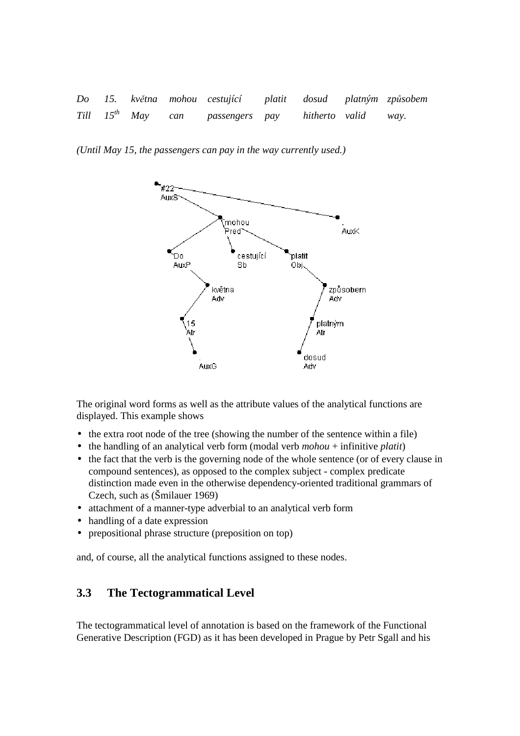| *Do* | *15.* | *května* | *mohou* | *cestující* | *platit* | *dosud* | *platným* | *způsobem* |
|---|---|---|---|---|---|---|---|---|
| *Till* | *15*$^{th}$ | *May* | *can* | *passengers* | *pay* | *hitherto* | *valid* | *way.* |

*(Until May 15, the passengers can pay in the way currently used.)*

The original word forms as well as the attribute values of the analytical functions are displayed. This example shows

- the extra root node of the tree (showing the number of the sentence within a file)
- the handling of an analytical verb form (modal verb *mohou* + infinitive *platit*)
- the fact that the verb is the governing node of the whole sentence (or of every clause in compound sentences), as opposed to the complex subject - complex predicate distinction made even in the otherwise dependency-oriented traditional grammars of Czech, such as (Šmilauer 1969)
- attachment of a manner-type adverbial to an analytical verb form
- handling of a date expression
- prepositional phrase structure (preposition on top)

and, of course, all the analytical functions assigned to these nodes.

## 3.3 The Tectogrammatical Level

The tectogrammatical level of annotation is based on the framework of the Functional Generative Description (FGD) as it has been developed in Prague by Petr Sgall and his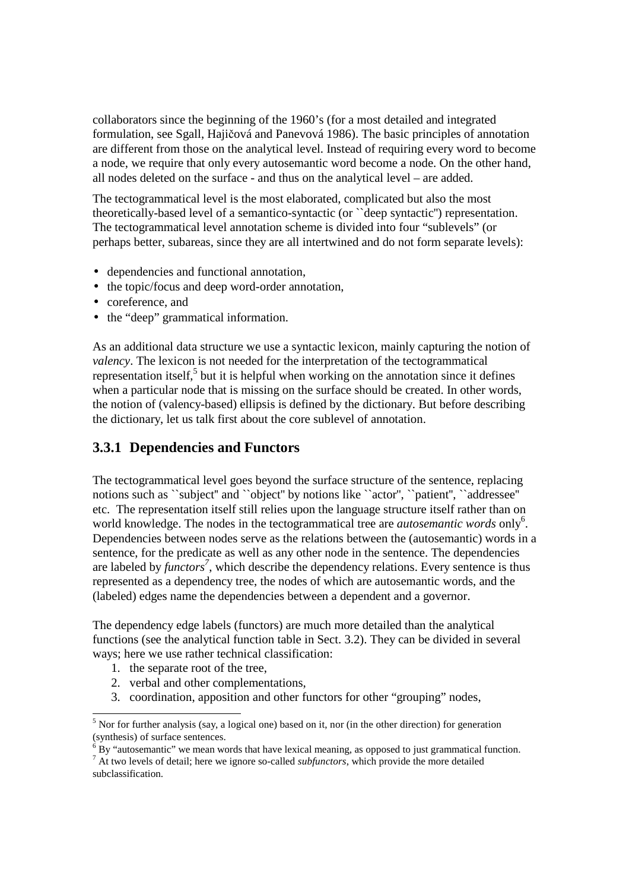collaborators since the beginning of the 1960's (for a most detailed and integrated formulation, see Sgall, Hajičová and Panevová 1986). The basic principles of annotation are different from those on the analytical level. Instead of requiring every word to become a node, we require that only every autosemantic word become a node. On the other hand, all nodes deleted on the surface - and thus on the analytical level – are added.

The tectogrammatical level is the most elaborated, complicated but also the most theoretically-based level of a semantico-syntactic (or ``deep syntactic'') representation. The tectogrammatical level annotation scheme is divided into four "sublevels" (or perhaps better, subareas, since they are all intertwined and do not form separate levels):

- dependencies and functional annotation,
- the topic/focus and deep word-order annotation,
- coreference, and
- the "deep" grammatical information.

As an additional data structure we use a syntactic lexicon, mainly capturing the notion of *valency*. The lexicon is not needed for the interpretation of the tectogrammatical representation itself,[5] but it is helpful when working on the annotation since it defines when a particular node that is missing on the surface should be created. In other words, the notion of (valency-based) ellipsis is defined by the dictionary. But before describing the dictionary, let us talk first about the core sublevel of annotation.

### 3.3.1 Dependencies and Functors

The tectogrammatical level goes beyond the surface structure of the sentence, replacing notions such as ``subject'' and ``object'' by notions like ``actor'', ``patient'', ``addressee'' etc. The representation itself still relies upon the language structure itself rather than on world knowledge. The nodes in the tectogrammatical tree are *autosemantic words* only[6]. Dependencies between nodes serve as the relations between the (autosemantic) words in a sentence, for the predicate as well as any other node in the sentence. The dependencies are labeled by *functors*[7], which describe the dependency relations. Every sentence is thus represented as a dependency tree, the nodes of which are autosemantic words, and the (labeled) edges name the dependencies between a dependent and a governor.

The dependency edge labels (functors) are much more detailed than the analytical functions (see the analytical function table in Sect. 3.2). They can be divided in several ways; here we use rather technical classification:

1. the separate root of the tree,
2. verbal and other complementations,
3. coordination, apposition and other functors for other "grouping" nodes,

[5] Nor for further analysis (say, a logical one) based on it, nor (in the other direction) for generation (synthesis) of surface sentences.

[6] By "autosemantic" we mean words that have lexical meaning, as opposed to just grammatical function.

[7] At two levels of detail; here we ignore so-called *subfunctors*, which provide the more detailed subclassification.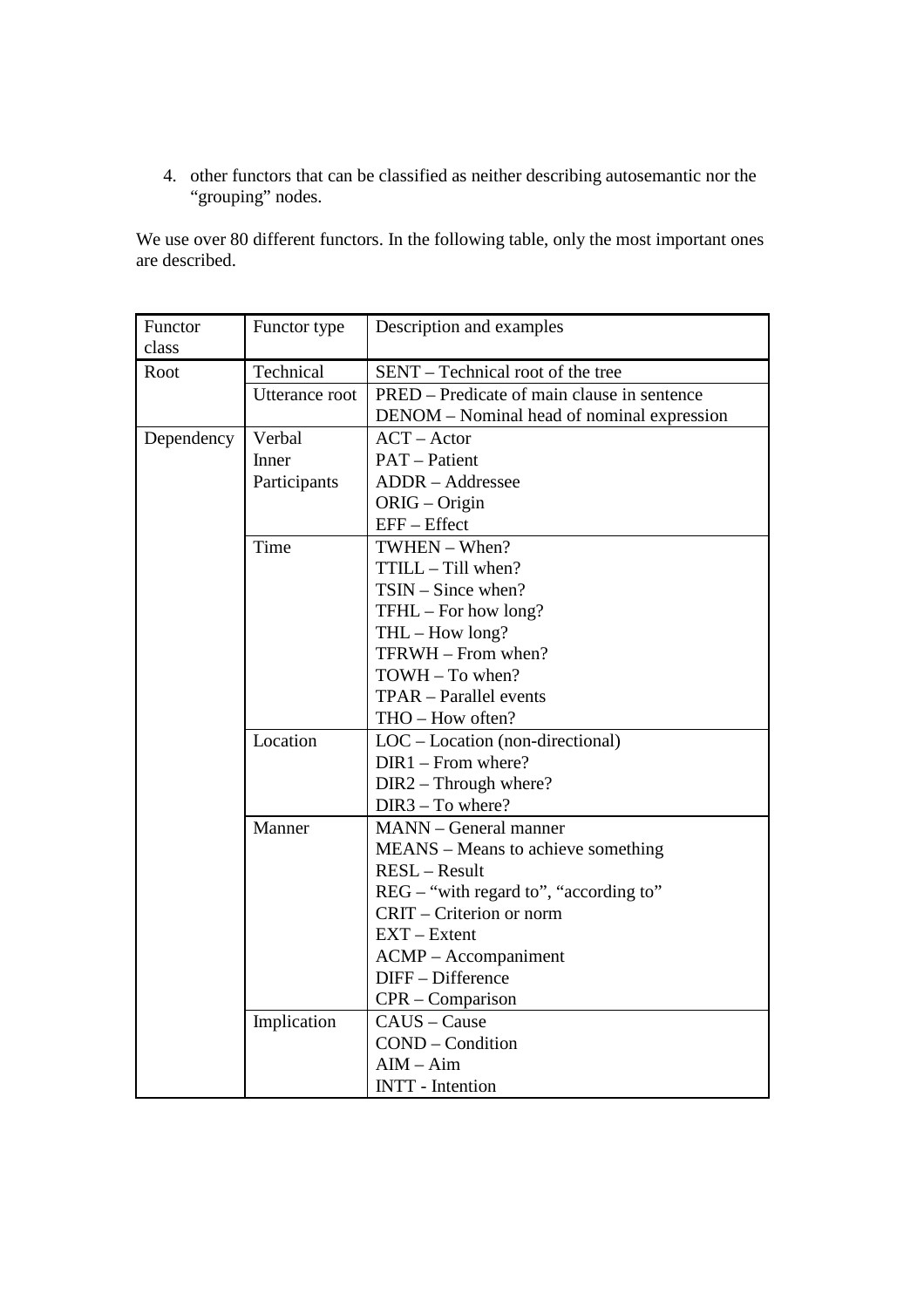4. other functors that can be classified as neither describing autosemantic nor the "grouping" nodes.

We use over 80 different functors. In the following table, only the most important ones are described.

| Functor class | Functor type | Description and examples |
|---|---|---|
| Root | Technical | SENT – Technical root of the tree |
| | Utterance root | PRED – Predicate of main clause in sentence<br>DENOM – Nominal head of nominal expression |
| Dependency | Verbal Inner Participants | ACT – Actor<br>PAT – Patient<br>ADDR – Addressee<br>ORIG – Origin<br>EFF – Effect |
| | Time | TWHEN – When?<br>TTILL – Till when?<br>TSIN – Since when?<br>TFHL – For how long?<br>THL – How long?<br>TFRWH – From when?<br>TOWH – To when?<br>TPAR – Parallel events<br>THO – How often? |
| | Location | LOC – Location (non-directional)<br>DIR1 – From where?<br>DIR2 – Through where?<br>DIR3 – To where? |
| | Manner | MANN – General manner<br>MEANS – Means to achieve something<br>RESL – Result<br>REG – "with regard to", "according to"<br>CRIT – Criterion or norm<br>EXT – Extent<br>ACMP – Accompaniment<br>DIFF – Difference<br>CPR – Comparison |
| | Implication | CAUS – Cause<br>COND – Condition<br>AIM – Aim<br>INTT - Intention |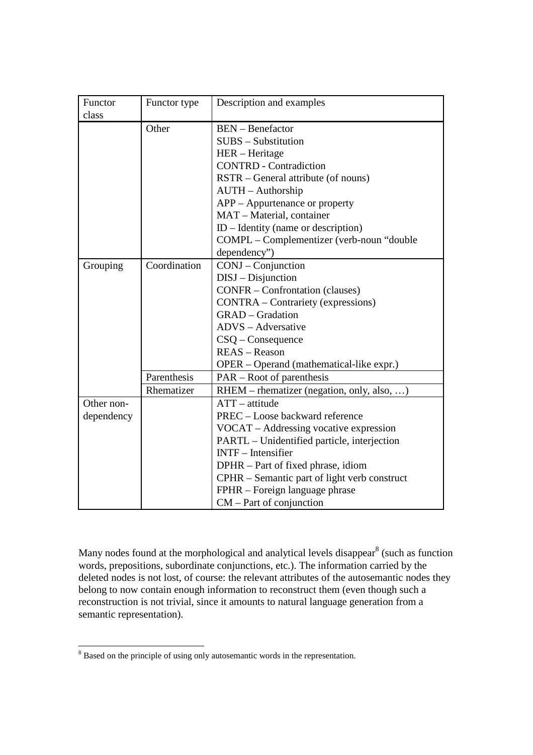| Functor class | Functor type | Description and examples |
|---|---|---|
| | Other | BEN – Benefactor<br>SUBS – Substitution<br>HER – Heritage<br>CONTRD - Contradiction<br>RSTR – General attribute (of nouns)<br>AUTH – Authorship<br>APP – Appurtenance or property<br>MAT – Material, container<br>ID – Identity (name or description)<br>COMPL – Complementizer (verb-noun "double dependency") |
| Grouping | Coordination | CONJ – Conjunction<br>DISJ – Disjunction<br>CONFR – Confrontation (clauses)<br>CONTRA – Contrariety (expressions)<br>GRAD – Gradation<br>ADVS – Adversative<br>CSQ – Consequence<br>REAS – Reason<br>OPER – Operand (mathematical-like expr.) |
| | Parenthesis | PAR – Root of parenthesis |
| | Rhematizer | RHEM – rhematizer (negation, only, also, …) |
| Other non-dependency | | ATT – attitude<br>PREC – Loose backward reference<br>VOCAT – Addressing vocative expression<br>PARTL – Unidentified particle, interjection<br>INTF – Intensifier<br>DPHR – Part of fixed phrase, idiom<br>CPHR – Semantic part of light verb construct<br>FPHR – Foreign language phrase<br>CM – Part of conjunction |

Many nodes found at the morphological and analytical levels disappear[8] (such as function words, prepositions, subordinate conjunctions, etc.). The information carried by the deleted nodes is not lost, of course: the relevant attributes of the autosemantic nodes they belong to now contain enough information to reconstruct them (even though such a reconstruction is not trivial, since it amounts to natural language generation from a semantic representation).

[8] Based on the principle of using only autosemantic words in the representation.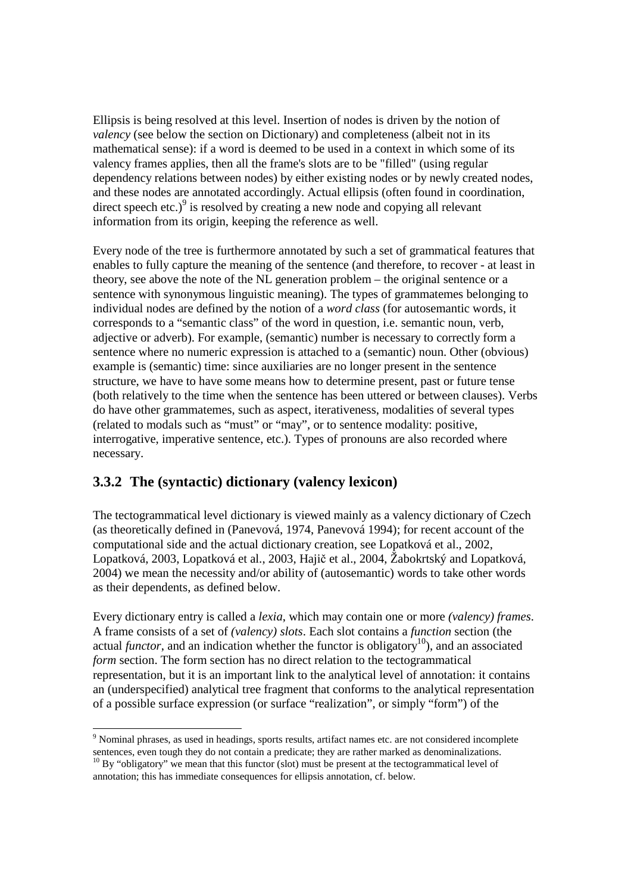Ellipsis is being resolved at this level. Insertion of nodes is driven by the notion of *valency* (see below the section on Dictionary) and completeness (albeit not in its mathematical sense): if a word is deemed to be used in a context in which some of its valency frames applies, then all the frame's slots are to be "filled" (using regular dependency relations between nodes) by either existing nodes or by newly created nodes, and these nodes are annotated accordingly. Actual ellipsis (often found in coordination, direct speech etc.)[9] is resolved by creating a new node and copying all relevant information from its origin, keeping the reference as well.

Every node of the tree is furthermore annotated by such a set of grammatical features that enables to fully capture the meaning of the sentence (and therefore, to recover - at least in theory, see above the note of the NL generation problem – the original sentence or a sentence with synonymous linguistic meaning). The types of grammatemes belonging to individual nodes are defined by the notion of a *word class* (for autosemantic words, it corresponds to a "semantic class" of the word in question, i.e. semantic noun, verb, adjective or adverb). For example, (semantic) number is necessary to correctly form a sentence where no numeric expression is attached to a (semantic) noun. Other (obvious) example is (semantic) time: since auxiliaries are no longer present in the sentence structure, we have to have some means how to determine present, past or future tense (both relatively to the time when the sentence has been uttered or between clauses). Verbs do have other grammatemes, such as aspect, iterativeness, modalities of several types (related to modals such as "must" or "may", or to sentence modality: positive, interrogative, imperative sentence, etc.). Types of pronouns are also recorded where necessary.

### 3.3.2 The (syntactic) dictionary (valency lexicon)

The tectogrammatical level dictionary is viewed mainly as a valency dictionary of Czech (as theoretically defined in (Panevová, 1974, Panevová 1994); for recent account of the computational side and the actual dictionary creation, see Lopatková et al., 2002, Lopatková, 2003, Lopatková et al., 2003, Hajič et al., 2004, Žabokrtský and Lopatková, 2004) we mean the necessity and/or ability of (autosemantic) words to take other words as their dependents, as defined below.

Every dictionary entry is called a *lexia*, which may contain one or more *(valency) frames*. A frame consists of a set of *(valency) slots*. Each slot contains a *function* section (the actual *functor*, and an indication whether the functor is obligatory[10]), and an associated *form* section. The form section has no direct relation to the tectogrammatical representation, but it is an important link to the analytical level of annotation: it contains an (underspecified) analytical tree fragment that conforms to the analytical representation of a possible surface expression (or surface "realization", or simply "form") of the

[9] Nominal phrases, as used in headings, sports results, artifact names etc. are not considered incomplete sentences, even tough they do not contain a predicate; they are rather marked as denominalizations.

[10] By "obligatory" we mean that this functor (slot) must be present at the tectogrammatical level of annotation; this has immediate consequences for ellipsis annotation, cf. below.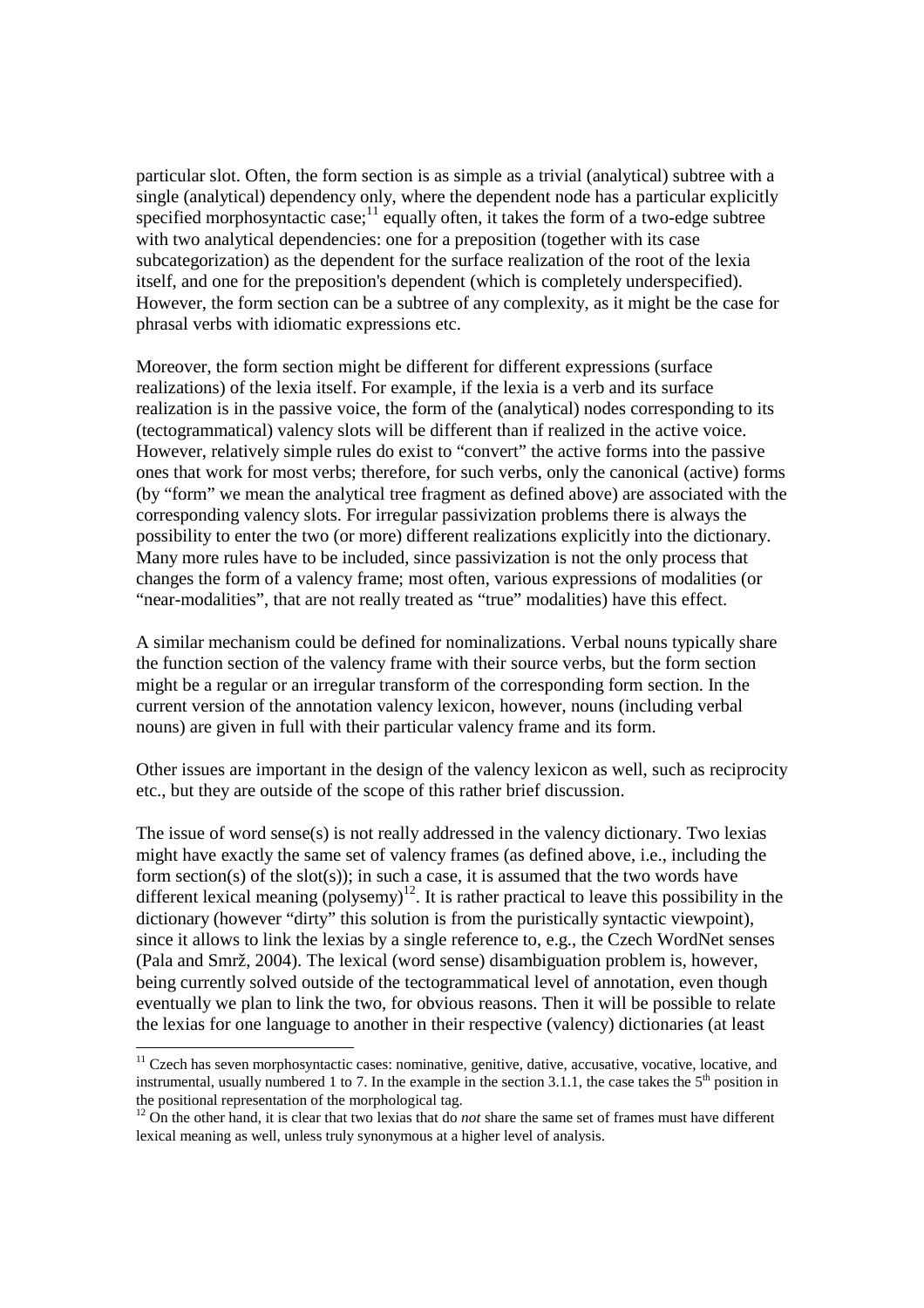particular slot. Often, the form section is as simple as a trivial (analytical) subtree with a single (analytical) dependency only, where the dependent node has a particular explicitly specified morphosyntactic case;[11] equally often, it takes the form of a two-edge subtree with two analytical dependencies: one for a preposition (together with its case subcategorization) as the dependent for the surface realization of the root of the lexia itself, and one for the preposition's dependent (which is completely underspecified). However, the form section can be a subtree of any complexity, as it might be the case for phrasal verbs with idiomatic expressions etc.

Moreover, the form section might be different for different expressions (surface realizations) of the lexia itself. For example, if the lexia is a verb and its surface realization is in the passive voice, the form of the (analytical) nodes corresponding to its (tectogrammatical) valency slots will be different than if realized in the active voice. However, relatively simple rules do exist to "convert" the active forms into the passive ones that work for most verbs; therefore, for such verbs, only the canonical (active) forms (by "form" we mean the analytical tree fragment as defined above) are associated with the corresponding valency slots. For irregular passivization problems there is always the possibility to enter the two (or more) different realizations explicitly into the dictionary. Many more rules have to be included, since passivization is not the only process that changes the form of a valency frame; most often, various expressions of modalities (or "near-modalities", that are not really treated as "true" modalities) have this effect.

A similar mechanism could be defined for nominalizations. Verbal nouns typically share the function section of the valency frame with their source verbs, but the form section might be a regular or an irregular transform of the corresponding form section. In the current version of the annotation valency lexicon, however, nouns (including verbal nouns) are given in full with their particular valency frame and its form.

Other issues are important in the design of the valency lexicon as well, such as reciprocity etc., but they are outside of the scope of this rather brief discussion.

The issue of word sense(s) is not really addressed in the valency dictionary. Two lexias might have exactly the same set of valency frames (as defined above, i.e., including the form section(s) of the slot(s)); in such a case, it is assumed that the two words have different lexical meaning (polysemy)[12]. It is rather practical to leave this possibility in the dictionary (however "dirty" this solution is from the puristically syntactic viewpoint), since it allows to link the lexias by a single reference to, e.g., the Czech WordNet senses (Pala and Smrž, 2004). The lexical (word sense) disambiguation problem is, however, being currently solved outside of the tectogrammatical level of annotation, even though eventually we plan to link the two, for obvious reasons. Then it will be possible to relate the lexias for one language to another in their respective (valency) dictionaries (at least

---

[11] Czech has seven morphosyntactic cases: nominative, genitive, dative, accusative, vocative, locative, and instrumental, usually numbered 1 to 7. In the example in the section 3.1.1, the case takes the 5th position in the positional representation of the morphological tag.

[12] On the other hand, it is clear that two lexias that do *not* share the same set of frames must have different lexical meaning as well, unless truly synonymous at a higher level of analysis.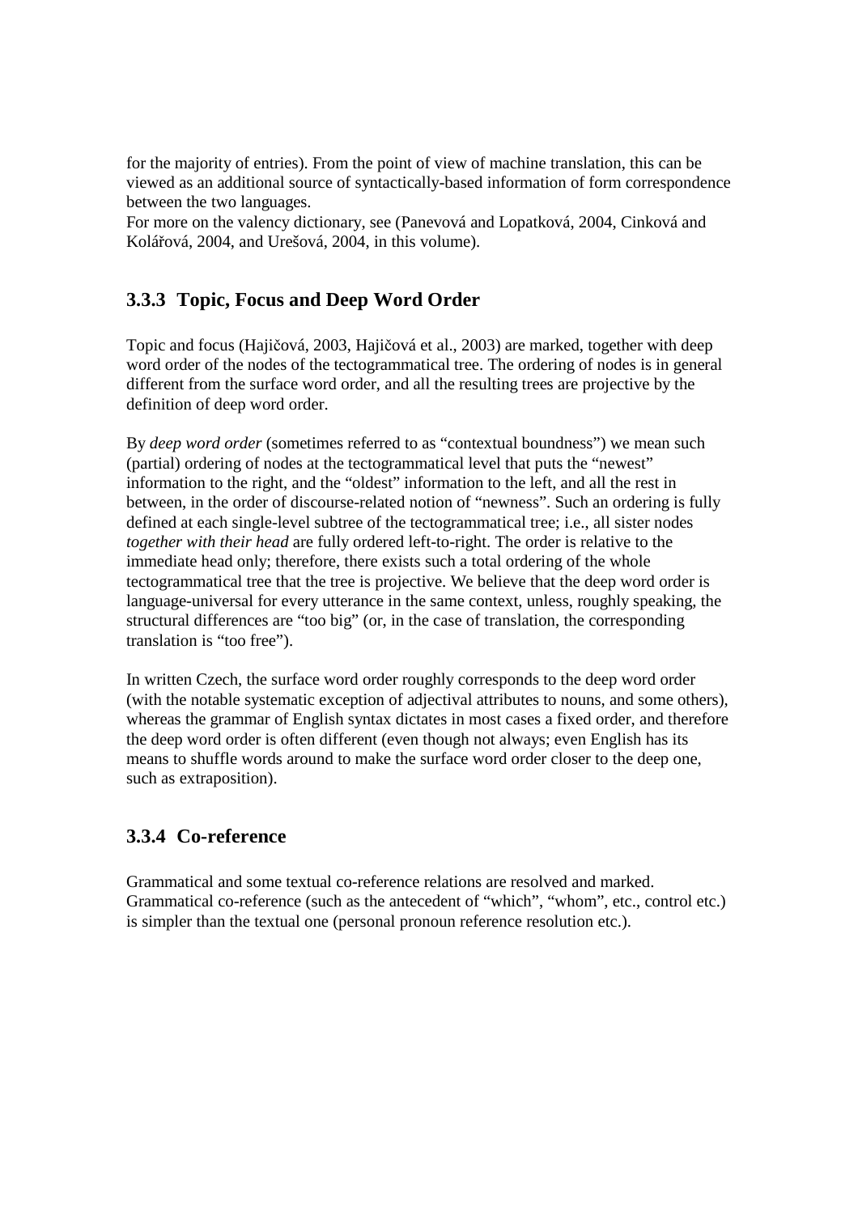for the majority of entries). From the point of view of machine translation, this can be viewed as an additional source of syntactically-based information of form correspondence between the two languages.
For more on the valency dictionary, see (Panevová and Lopatková, 2004, Cinková and Kolářová, 2004, and Urešová, 2004, in this volume).

### 3.3.3 Topic, Focus and Deep Word Order

Topic and focus (Hajičová, 2003, Hajičová et al., 2003) are marked, together with deep word order of the nodes of the tectogrammatical tree. The ordering of nodes is in general different from the surface word order, and all the resulting trees are projective by the definition of deep word order.

By *deep word order* (sometimes referred to as "contextual boundness") we mean such (partial) ordering of nodes at the tectogrammatical level that puts the "newest" information to the right, and the "oldest" information to the left, and all the rest in between, in the order of discourse-related notion of "newness". Such an ordering is fully defined at each single-level subtree of the tectogrammatical tree; i.e., all sister nodes *together with their head* are fully ordered left-to-right. The order is relative to the immediate head only; therefore, there exists such a total ordering of the whole tectogrammatical tree that the tree is projective. We believe that the deep word order is language-universal for every utterance in the same context, unless, roughly speaking, the structural differences are "too big" (or, in the case of translation, the corresponding translation is "too free").

In written Czech, the surface word order roughly corresponds to the deep word order (with the notable systematic exception of adjectival attributes to nouns, and some others), whereas the grammar of English syntax dictates in most cases a fixed order, and therefore the deep word order is often different (even though not always; even English has its means to shuffle words around to make the surface word order closer to the deep one, such as extraposition).

### 3.3.4 Co-reference

Grammatical and some textual co-reference relations are resolved and marked. Grammatical co-reference (such as the antecedent of "which", "whom", etc., control etc.) is simpler than the textual one (personal pronoun reference resolution etc.).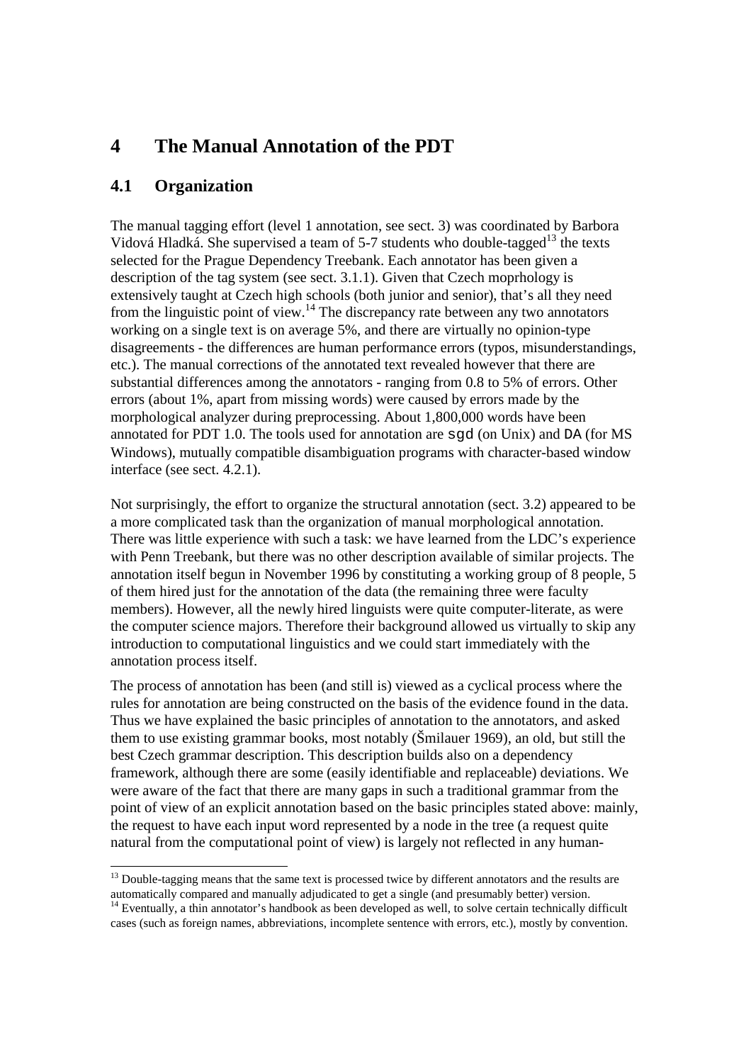// Example:
# 4 The Manual Annotation of the PDT

## 4.1 Organization

The manual tagging effort (level 1 annotation, see sect. 3) was coordinated by Barbora Vidová Hladká. She supervised a team of 5-7 students who double-tagged[13] the texts selected for the Prague Dependency Treebank. Each annotator has been given a description of the tag system (see sect. 3.1.1). Given that Czech moprhology is extensively taught at Czech high schools (both junior and senior), that's all they need from the linguistic point of view.[14] The discrepancy rate between any two annotators working on a single text is on average 5%, and there are virtually no opinion-type disagreements - the differences are human performance errors (typos, misunderstandings, etc.). The manual corrections of the annotated text revealed however that there are substantial differences among the annotators - ranging from 0.8 to 5% of errors. Other errors (about 1%, apart from missing words) were caused by errors made by the morphological analyzer during preprocessing. About 1,800,000 words have been annotated for PDT 1.0. The tools used for annotation are `sgd` (on Unix) and `DA` (for MS Windows), mutually compatible disambiguation programs with character-based window interface (see sect. 4.2.1).

Not surprisingly, the effort to organize the structural annotation (sect. 3.2) appeared to be a more complicated task than the organization of manual morphological annotation. There was little experience with such a task: we have learned from the LDC's experience with Penn Treebank, but there was no other description available of similar projects. The annotation itself begun in November 1996 by constituting a working group of 8 people, 5 of them hired just for the annotation of the data (the remaining three were faculty members). However, all the newly hired linguists were quite computer-literate, as were the computer science majors. Therefore their background allowed us virtually to skip any introduction to computational linguistics and we could start immediately with the annotation process itself.

The process of annotation has been (and still is) viewed as a cyclical process where the rules for annotation are being constructed on the basis of the evidence found in the data. Thus we have explained the basic principles of annotation to the annotators, and asked them to use existing grammar books, most notably (Šmilauer 1969), an old, but still the best Czech grammar description. This description builds also on a dependency framework, although there are some (easily identifiable and replaceable) deviations. We were aware of the fact that there are many gaps in such a traditional grammar from the point of view of an explicit annotation based on the basic principles stated above: mainly, the request to have each input word represented by a node in the tree (a request quite natural from the computational point of view) is largely not reflected in any human-

---

[13] Double-tagging means that the same text is processed twice by different annotators and the results are automatically compared and manually adjudicated to get a single (and presumably better) version.

[14] Eventually, a thin annotator's handbook as been developed as well, to solve certain technically difficult cases (such as foreign names, abbreviations, incomplete sentence with errors, etc.), mostly by convention.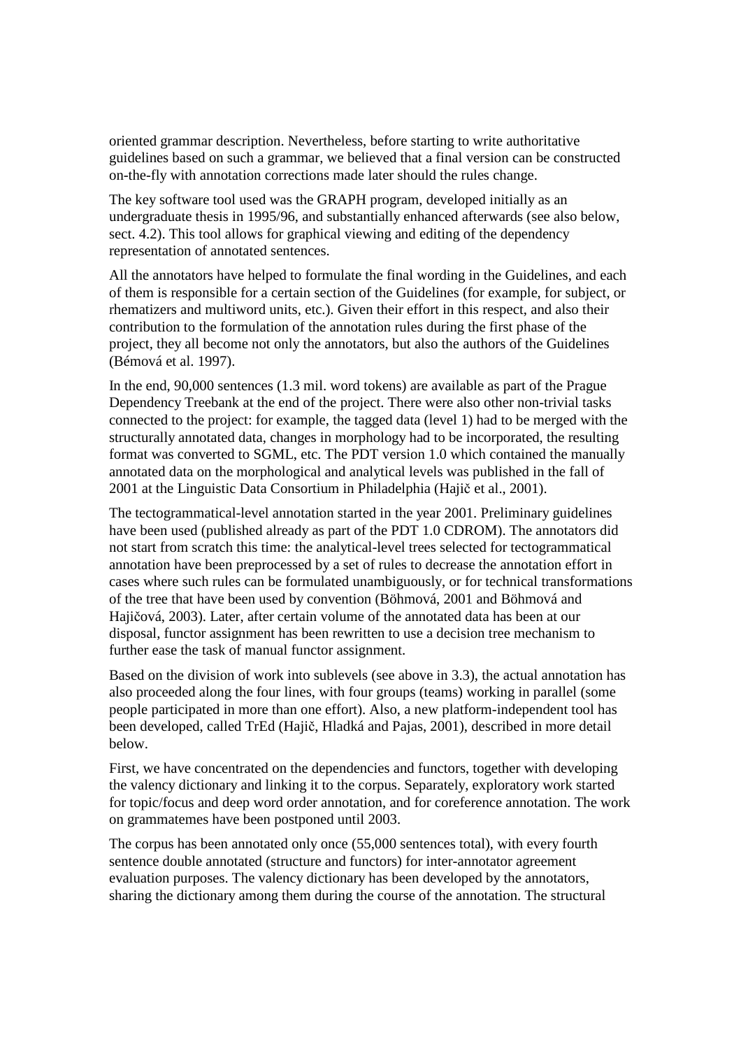oriented grammar description. Nevertheless, before starting to write authoritative guidelines based on such a grammar, we believed that a final version can be constructed on-the-fly with annotation corrections made later should the rules change.

The key software tool used was the GRAPH program, developed initially as an undergraduate thesis in 1995/96, and substantially enhanced afterwards (see also below, sect. 4.2). This tool allows for graphical viewing and editing of the dependency representation of annotated sentences.

All the annotators have helped to formulate the final wording in the Guidelines, and each of them is responsible for a certain section of the Guidelines (for example, for subject, or rhematizers and multiword units, etc.). Given their effort in this respect, and also their contribution to the formulation of the annotation rules during the first phase of the project, they all become not only the annotators, but also the authors of the Guidelines (Bémová et al. 1997).

In the end, 90,000 sentences (1.3 mil. word tokens) are available as part of the Prague Dependency Treebank at the end of the project. There were also other non-trivial tasks connected to the project: for example, the tagged data (level 1) had to be merged with the structurally annotated data, changes in morphology had to be incorporated, the resulting format was converted to SGML, etc. The PDT version 1.0 which contained the manually annotated data on the morphological and analytical levels was published in the fall of 2001 at the Linguistic Data Consortium in Philadelphia (Hajič et al., 2001).

The tectogrammatical-level annotation started in the year 2001. Preliminary guidelines have been used (published already as part of the PDT 1.0 CDROM). The annotators did not start from scratch this time: the analytical-level trees selected for tectogrammatical annotation have been preprocessed by a set of rules to decrease the annotation effort in cases where such rules can be formulated unambiguously, or for technical transformations of the tree that have been used by convention (Böhmová, 2001 and Böhmová and Hajičová, 2003). Later, after certain volume of the annotated data has been at our disposal, functor assignment has been rewritten to use a decision tree mechanism to further ease the task of manual functor assignment.

Based on the division of work into sublevels (see above in 3.3), the actual annotation has also proceeded along the four lines, with four groups (teams) working in parallel (some people participated in more than one effort). Also, a new platform-independent tool has been developed, called TrEd (Hajič, Hladká and Pajas, 2001), described in more detail below.

First, we have concentrated on the dependencies and functors, together with developing the valency dictionary and linking it to the corpus. Separately, exploratory work started for topic/focus and deep word order annotation, and for coreference annotation. The work on grammatemes have been postponed until 2003.

The corpus has been annotated only once (55,000 sentences total), with every fourth sentence double annotated (structure and functors) for inter-annotator agreement evaluation purposes. The valency dictionary has been developed by the annotators, sharing the dictionary among them during the course of the annotation. The structural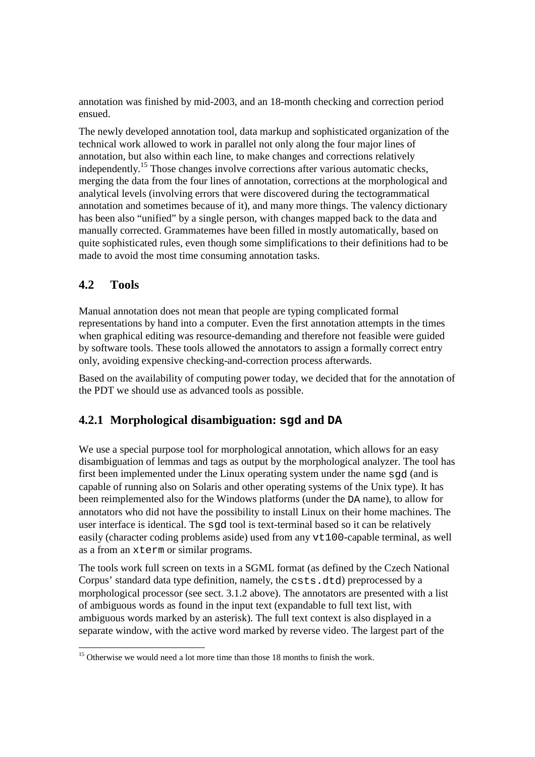annotation was finished by mid-2003, and an 18-month checking and correction period ensued.

The newly developed annotation tool, data markup and sophisticated organization of the technical work allowed to work in parallel not only along the four major lines of annotation, but also within each line, to make changes and corrections relatively independently.[15] Those changes involve corrections after various automatic checks, merging the data from the four lines of annotation, corrections at the morphological and analytical levels (involving errors that were discovered during the tectogrammatical annotation and sometimes because of it), and many more things. The valency dictionary has been also "unified" by a single person, with changes mapped back to the data and manually corrected. Grammatemes have been filled in mostly automatically, based on quite sophisticated rules, even though some simplifications to their definitions had to be made to avoid the most time consuming annotation tasks.

## 4.2 Tools

Manual annotation does not mean that people are typing complicated formal representations by hand into a computer. Even the first annotation attempts in the times when graphical editing was resource-demanding and therefore not feasible were guided by software tools. These tools allowed the annotators to assign a formally correct entry only, avoiding expensive checking-and-correction process afterwards.

Based on the availability of computing power today, we decided that for the annotation of the PDT we should use as advanced tools as possible.

### 4.2.1 Morphological disambiguation: `sgd` and `DA`

We use a special purpose tool for morphological annotation, which allows for an easy disambiguation of lemmas and tags as output by the morphological analyzer. The tool has first been implemented under the Linux operating system under the name `sgd` (and is capable of running also on Solaris and other operating systems of the Unix type). It has been reimplemented also for the Windows platforms (under the `DA` name), to allow for annotators who did not have the possibility to install Linux on their home machines. The user interface is identical. The `sgd` tool is text-terminal based so it can be relatively easily (character coding problems aside) used from any `vt100`-capable terminal, as well as a from an `xterm` or similar programs.

The tools work full screen on texts in a SGML format (as defined by the Czech National Corpus' standard data type definition, namely, the `csts.dtd`) preprocessed by a morphological processor (see sect. 3.1.2 above). The annotators are presented with a list of ambiguous words as found in the input text (expandable to full text list, with ambiguous words marked by an asterisk). The full text context is also displayed in a separate window, with the active word marked by reverse video. The largest part of the

[15] Otherwise we would need a lot more time than those 18 months to finish the work.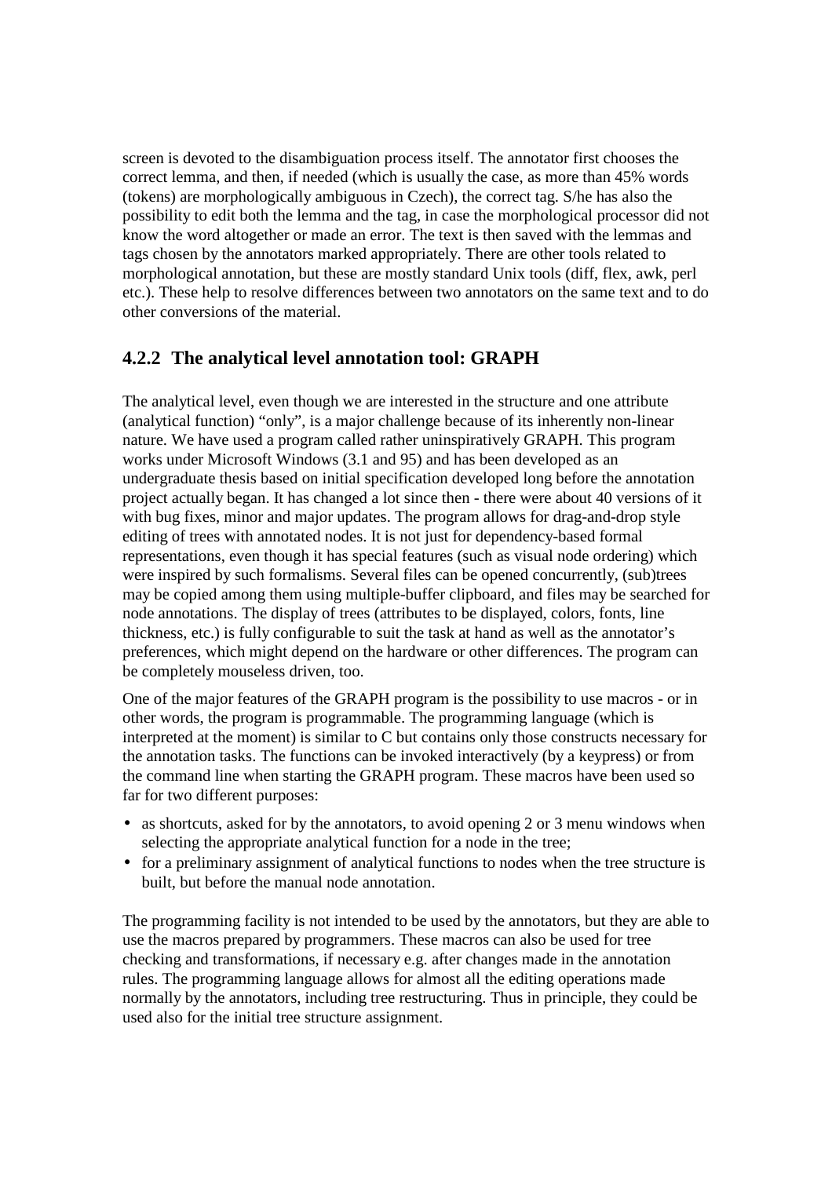screen is devoted to the disambiguation process itself. The annotator first chooses the correct lemma, and then, if needed (which is usually the case, as more than 45% words (tokens) are morphologically ambiguous in Czech), the correct tag. S/he has also the possibility to edit both the lemma and the tag, in case the morphological processor did not know the word altogether or made an error. The text is then saved with the lemmas and tags chosen by the annotators marked appropriately. There are other tools related to morphological annotation, but these are mostly standard Unix tools (diff, flex, awk, perl etc.). These help to resolve differences between two annotators on the same text and to do other conversions of the material.

### 4.2.2 The analytical level annotation tool: GRAPH

The analytical level, even though we are interested in the structure and one attribute (analytical function) "only", is a major challenge because of its inherently non-linear nature. We have used a program called rather uninspiratively GRAPH. This program works under Microsoft Windows (3.1 and 95) and has been developed as an undergraduate thesis based on initial specification developed long before the annotation project actually began. It has changed a lot since then - there were about 40 versions of it with bug fixes, minor and major updates. The program allows for drag-and-drop style editing of trees with annotated nodes. It is not just for dependency-based formal representations, even though it has special features (such as visual node ordering) which were inspired by such formalisms. Several files can be opened concurrently, (sub)trees may be copied among them using multiple-buffer clipboard, and files may be searched for node annotations. The display of trees (attributes to be displayed, colors, fonts, line thickness, etc.) is fully configurable to suit the task at hand as well as the annotator's preferences, which might depend on the hardware or other differences. The program can be completely mouseless driven, too.

One of the major features of the GRAPH program is the possibility to use macros - or in other words, the program is programmable. The programming language (which is interpreted at the moment) is similar to C but contains only those constructs necessary for the annotation tasks. The functions can be invoked interactively (by a keypress) or from the command line when starting the GRAPH program. These macros have been used so far for two different purposes:

- as shortcuts, asked for by the annotators, to avoid opening 2 or 3 menu windows when selecting the appropriate analytical function for a node in the tree;
- for a preliminary assignment of analytical functions to nodes when the tree structure is built, but before the manual node annotation.

The programming facility is not intended to be used by the annotators, but they are able to use the macros prepared by programmers. These macros can also be used for tree checking and transformations, if necessary e.g. after changes made in the annotation rules. The programming language allows for almost all the editing operations made normally by the annotators, including tree restructuring. Thus in principle, they could be used also for the initial tree structure assignment.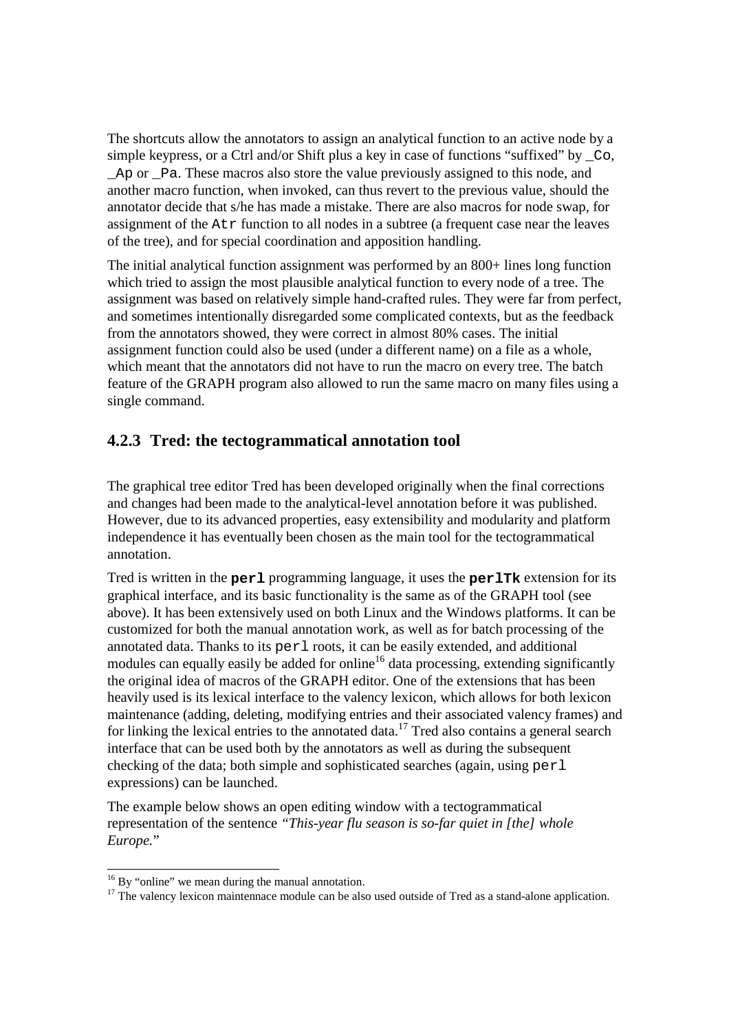The shortcuts allow the annotators to assign an analytical function to an active node by a simple keypress, or a Ctrl and/or Shift plus a key in case of functions "suffixed" by `_Co`, `_Ap` or `_Pa`. These macros also store the value previously assigned to this node, and another macro function, when invoked, can thus revert to the previous value, should the annotator decide that s/he has made a mistake. There are also macros for node swap, for assignment of the `Atr` function to all nodes in a subtree (a frequent case near the leaves of the tree), and for special coordination and apposition handling.

The initial analytical function assignment was performed by an 800+ lines long function which tried to assign the most plausible analytical function to every node of a tree. The assignment was based on relatively simple hand-crafted rules. They were far from perfect, and sometimes intentionally disregarded some complicated contexts, but as the feedback from the annotators showed, they were correct in almost 80% cases. The initial assignment function could also be used (under a different name) on a file as a whole, which meant that the annotators did not have to run the macro on every tree. The batch feature of the GRAPH program also allowed to run the same macro on many files using a single command.

### 4.2.3 Tred: the tectogrammatical annotation tool

The graphical tree editor Tred has been developed originally when the final corrections and changes had been made to the analytical-level annotation before it was published. However, due to its advanced properties, easy extensibility and modularity and platform independence it has eventually been chosen as the main tool for the tectogrammatical annotation.

Tred is written in the **`perl`** programming language, it uses the **`perlTk`** extension for its graphical interface, and its basic functionality is the same as of the GRAPH tool (see above). It has been extensively used on both Linux and the Windows platforms. It can be customized for both the manual annotation work, as well as for batch processing of the annotated data. Thanks to its `perl` roots, it can be easily extended, and additional modules can equally easily be added for online[16] data processing, extending significantly the original idea of macros of the GRAPH editor. One of the extensions that has been heavily used is its lexical interface to the valency lexicon, which allows for both lexicon maintenance (adding, deleting, modifying entries and their associated valency frames) and for linking the lexical entries to the annotated data.[17] Tred also contains a general search interface that can be used both by the annotators as well as during the subsequent checking of the data; both simple and sophisticated searches (again, using `perl` expressions) can be launched.

The example below shows an open editing window with a tectogrammatical representation of the sentence *"This-year flu season is so-far quiet in [the] whole Europe."*

[16] By "online" we mean during the manual annotation.

[17] The valency lexicon maintennace module can be also used outside of Tred as a stand-alone application.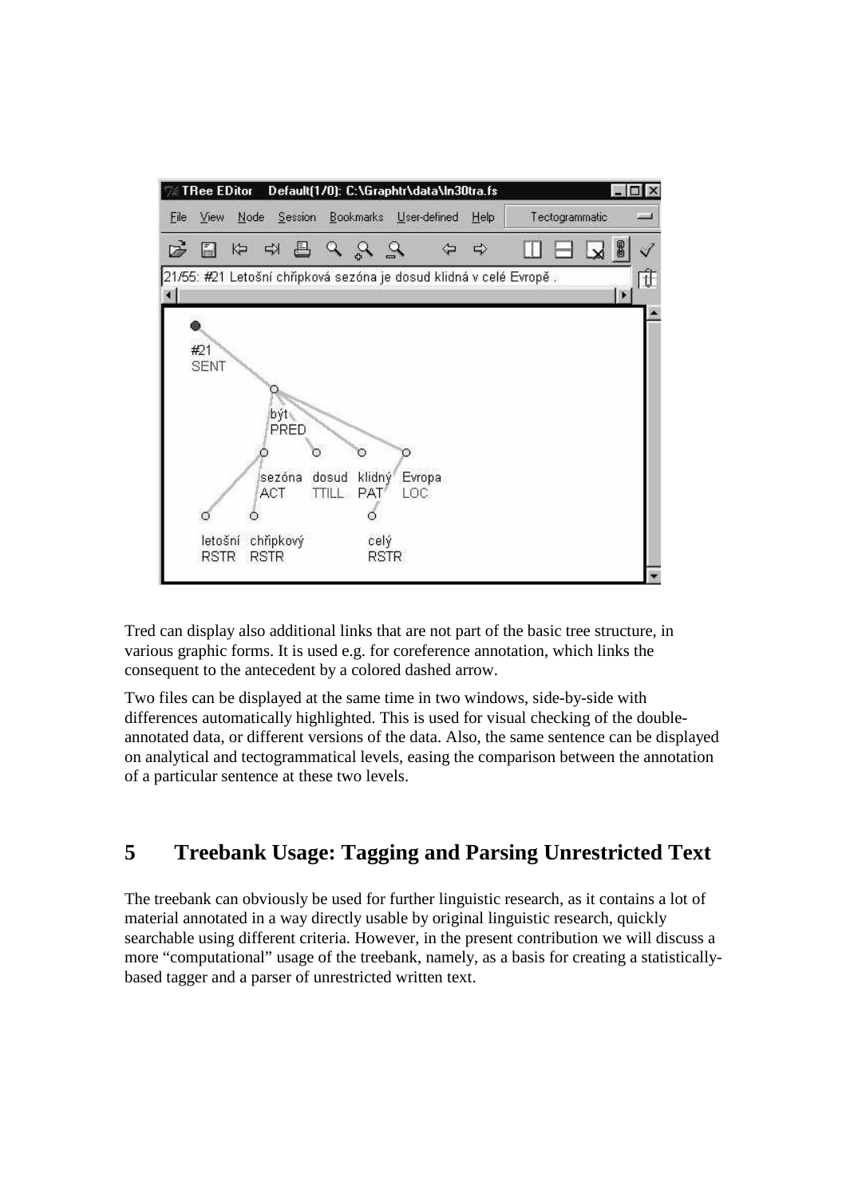Tred can display also additional links that are not part of the basic tree structure, in various graphic forms. It is used e.g. for coreference annotation, which links the consequent to the antecedent by a colored dashed arrow.

Two files can be displayed at the same time in two windows, side-by-side with differences automatically highlighted. This is used for visual checking of the double-annotated data, or different versions of the data. Also, the same sentence can be displayed on analytical and tectogrammatical levels, easing the comparison between the annotation of a particular sentence at these two levels.

# 5 Treebank Usage: Tagging and Parsing Unrestricted Text

The treebank can obviously be used for further linguistic research, as it contains a lot of material annotated in a way directly usable by original linguistic research, quickly searchable using different criteria. However, in the present contribution we will discuss a more "computational" usage of the treebank, namely, as a basis for creating a statistically-based tagger and a parser of unrestricted written text.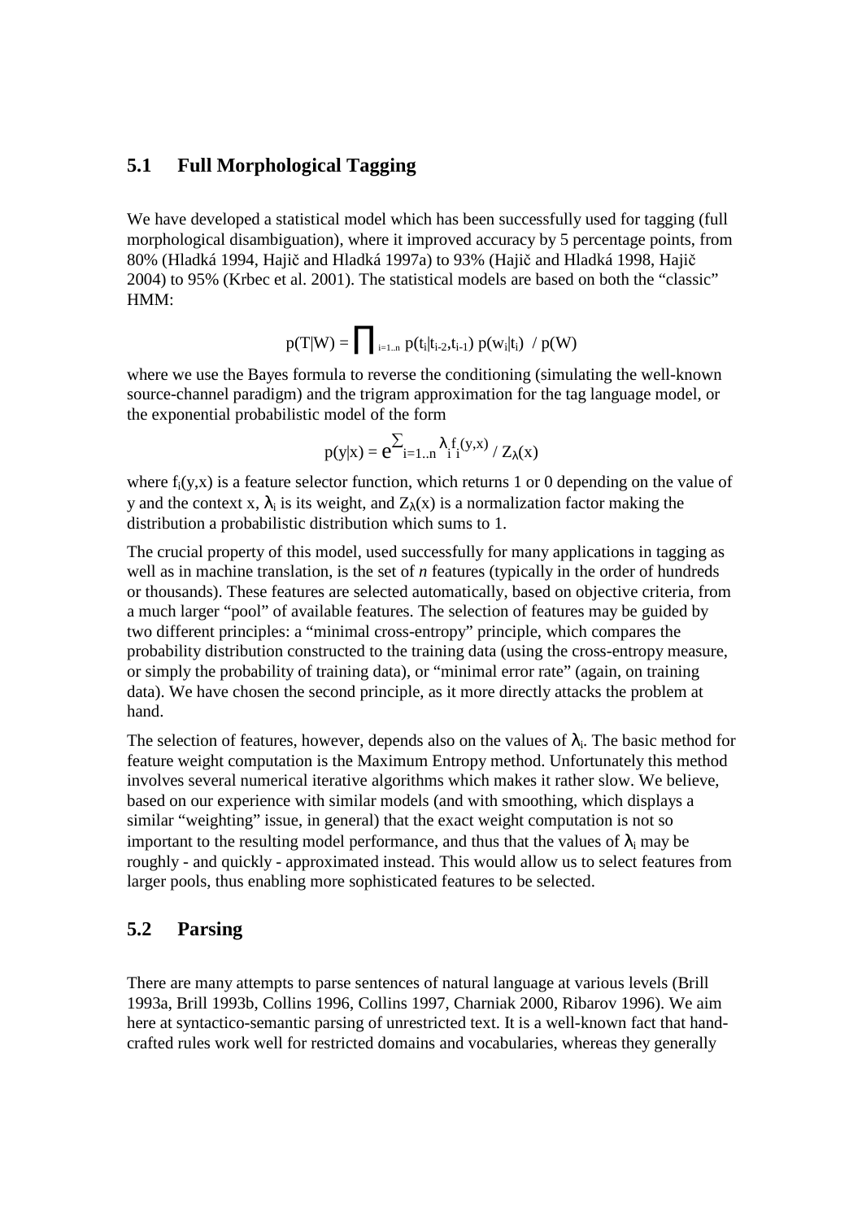## 5.1 Full Morphological Tagging

We have developed a statistical model which has been successfully used for tagging (full morphological disambiguation), where it improved accuracy by 5 percentage points, from 80% (Hladká 1994, Hajič and Hladká 1997a) to 93% (Hajič and Hladká 1998, Hajič 2004) to 95% (Krbec et al. 2001). The statistical models are based on both the “classic” HMM:

$$p(T|W) = \prod_{i=1..n} p(t_i|t_{i-2},t_{i-1})\, p(w_i|t_i) \;/\; p(W)$$

where we use the Bayes formula to reverse the conditioning (simulating the well-known source-channel paradigm) and the trigram approximation for the tag language model, or the exponential probabilistic model of the form

$$p(y|x) = e^{\sum_{i=1..n} \lambda_i f_i(y,x)} \,/\, Z_\lambda(x)$$

where $f_i(y,x)$ is a feature selector function, which returns 1 or 0 depending on the value of y and the context x, $\lambda_i$ is its weight, and $Z_\lambda(x)$ is a normalization factor making the distribution a probabilistic distribution which sums to 1.

The crucial property of this model, used successfully for many applications in tagging as well as in machine translation, is the set of *n* features (typically in the order of hundreds or thousands). These features are selected automatically, based on objective criteria, from a much larger “pool” of available features. The selection of features may be guided by two different principles: a “minimal cross-entropy” principle, which compares the probability distribution constructed to the training data (using the cross-entropy measure, or simply the probability of training data), or “minimal error rate” (again, on training data). We have chosen the second principle, as it more directly attacks the problem at hand.

The selection of features, however, depends also on the values of $\lambda_i$. The basic method for feature weight computation is the Maximum Entropy method. Unfortunately this method involves several numerical iterative algorithms which makes it rather slow. We believe, based on our experience with similar models (and with smoothing, which displays a similar “weighting” issue, in general) that the exact weight computation is not so important to the resulting model performance, and thus that the values of $\lambda_i$ may be roughly - and quickly - approximated instead. This would allow us to select features from larger pools, thus enabling more sophisticated features to be selected.

## 5.2 Parsing

There are many attempts to parse sentences of natural language at various levels (Brill 1993a, Brill 1993b, Collins 1996, Collins 1997, Charniak 2000, Ribarov 1996). We aim here at syntactico-semantic parsing of unrestricted text. It is a well-known fact that hand-crafted rules work well for restricted domains and vocabularies, whereas they generally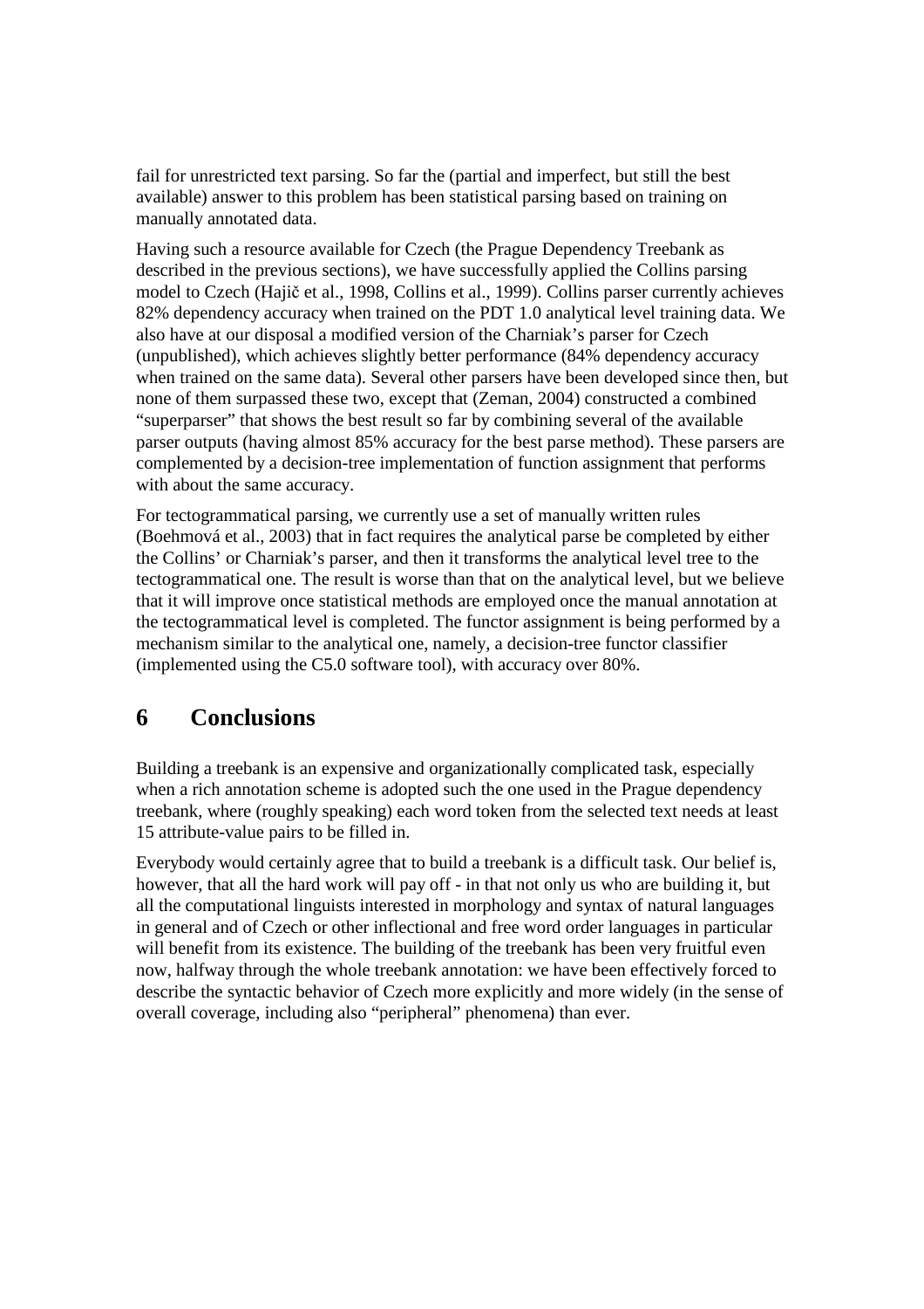fail for unrestricted text parsing. So far the (partial and imperfect, but still the best available) answer to this problem has been statistical parsing based on training on manually annotated data.

Having such a resource available for Czech (the Prague Dependency Treebank as described in the previous sections), we have successfully applied the Collins parsing model to Czech (Hajič et al., 1998, Collins et al., 1999). Collins parser currently achieves 82% dependency accuracy when trained on the PDT 1.0 analytical level training data. We also have at our disposal a modified version of the Charniak's parser for Czech (unpublished), which achieves slightly better performance (84% dependency accuracy when trained on the same data). Several other parsers have been developed since then, but none of them surpassed these two, except that (Zeman, 2004) constructed a combined "superparser" that shows the best result so far by combining several of the available parser outputs (having almost 85% accuracy for the best parse method). These parsers are complemented by a decision-tree implementation of function assignment that performs with about the same accuracy.

For tectogrammatical parsing, we currently use a set of manually written rules (Boehmová et al., 2003) that in fact requires the analytical parse be completed by either the Collins' or Charniak's parser, and then it transforms the analytical level tree to the tectogrammatical one. The result is worse than that on the analytical level, but we believe that it will improve once statistical methods are employed once the manual annotation at the tectogrammatical level is completed. The functor assignment is being performed by a mechanism similar to the analytical one, namely, a decision-tree functor classifier (implemented using the C5.0 software tool), with accuracy over 80%.

# 6 Conclusions

Building a treebank is an expensive and organizationally complicated task, especially when a rich annotation scheme is adopted such the one used in the Prague dependency treebank, where (roughly speaking) each word token from the selected text needs at least 15 attribute-value pairs to be filled in.

Everybody would certainly agree that to build a treebank is a difficult task. Our belief is, however, that all the hard work will pay off - in that not only us who are building it, but all the computational linguists interested in morphology and syntax of natural languages in general and of Czech or other inflectional and free word order languages in particular will benefit from its existence. The building of the treebank has been very fruitful even now, halfway through the whole treebank annotation: we have been effectively forced to describe the syntactic behavior of Czech more explicitly and more widely (in the sense of overall coverage, including also "peripheral" phenomena) than ever.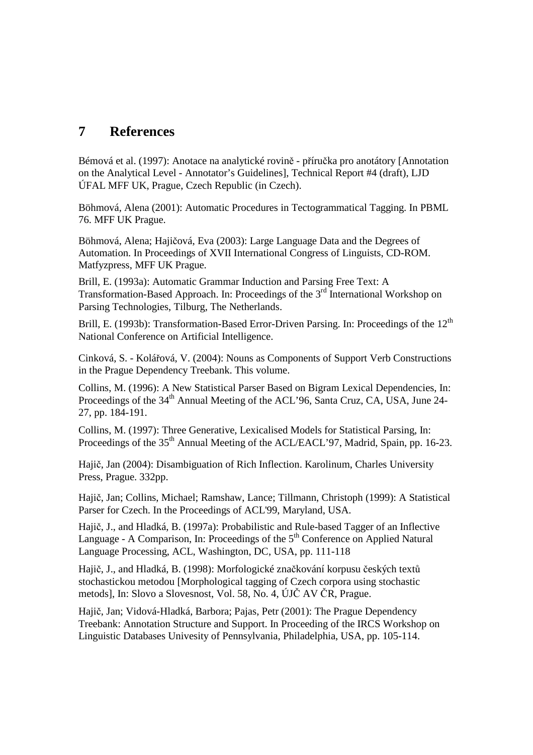# 7 References

Bémová et al. (1997): Anotace na analytické rovině - příručka pro anotátory [Annotation on the Analytical Level - Annotator's Guidelines], Technical Report #4 (draft), LJD ÚFAL MFF UK, Prague, Czech Republic (in Czech).

Böhmová, Alena (2001): Automatic Procedures in Tectogrammatical Tagging. In PBML 76. MFF UK Prague.

Böhmová, Alena; Hajičová, Eva (2003): Large Language Data and the Degrees of Automation. In Proceedings of XVII International Congress of Linguists, CD-ROM. Matfyzpress, MFF UK Prague.

Brill, E. (1993a): Automatic Grammar Induction and Parsing Free Text: A Transformation-Based Approach. In: Proceedings of the 3rd International Workshop on Parsing Technologies, Tilburg, The Netherlands.

Brill, E. (1993b): Transformation-Based Error-Driven Parsing. In: Proceedings of the 12th National Conference on Artificial Intelligence.

Cinková, S. - Kolářová, V. (2004): Nouns as Components of Support Verb Constructions in the Prague Dependency Treebank. This volume.

Collins, M. (1996): A New Statistical Parser Based on Bigram Lexical Dependencies, In: Proceedings of the 34th Annual Meeting of the ACL'96, Santa Cruz, CA, USA, June 24-27, pp. 184-191.

Collins, M. (1997): Three Generative, Lexicalised Models for Statistical Parsing, In: Proceedings of the 35th Annual Meeting of the ACL/EACL'97, Madrid, Spain, pp. 16-23.

Hajič, Jan (2004): Disambiguation of Rich Inflection. Karolinum, Charles University Press, Prague. 332pp.

Hajič, Jan; Collins, Michael; Ramshaw, Lance; Tillmann, Christoph (1999): A Statistical Parser for Czech. In the Proceedings of ACL'99, Maryland, USA.

Hajič, J., and Hladká, B. (1997a): Probabilistic and Rule-based Tagger of an Inflective Language - A Comparison, In: Proceedings of the 5th Conference on Applied Natural Language Processing, ACL, Washington, DC, USA, pp. 111-118

Hajič, J., and Hladká, B. (1998): Morfologické značkování korpusu českých textů stochastickou metodou [Morphological tagging of Czech corpora using stochastic metods], In: Slovo a Slovesnost, Vol. 58, No. 4, ÚJČ AV ČR, Prague.

Hajič, Jan; Vidová-Hladká, Barbora; Pajas, Petr (2001): The Prague Dependency Treebank: Annotation Structure and Support. In Proceeding of the IRCS Workshop on Linguistic Databases Univesity of Pennsylvania, Philadelphia, USA, pp. 105-114.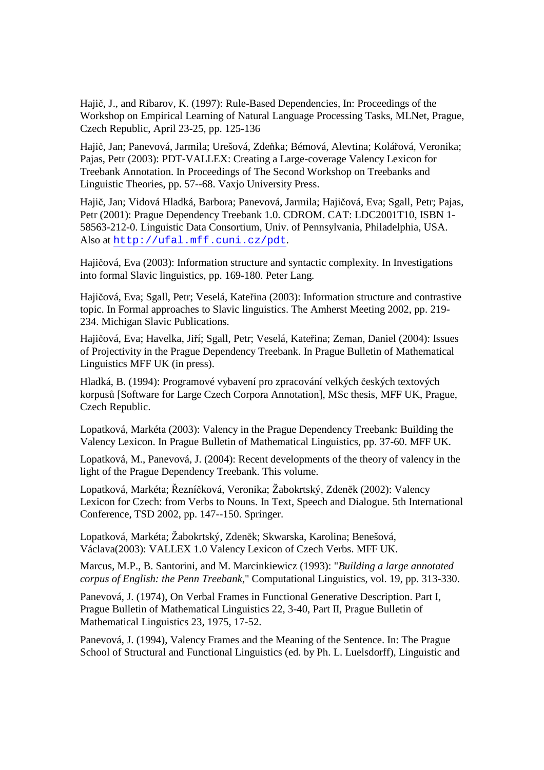Hajič, J., and Ribarov, K. (1997): Rule-Based Dependencies, In: Proceedings of the Workshop on Empirical Learning of Natural Language Processing Tasks, MLNet, Prague, Czech Republic, April 23-25, pp. 125-136

Hajič, Jan; Panevová, Jarmila; Urešová, Zdeňka; Bémová, Alevtina; Kolářová, Veronika; Pajas, Petr (2003): PDT-VALLEX: Creating a Large-coverage Valency Lexicon for Treebank Annotation. In Proceedings of The Second Workshop on Treebanks and Linguistic Theories, pp. 57--68. Vaxjo University Press.

Hajič, Jan; Vidová Hladká, Barbora; Panevová, Jarmila; Hajičová, Eva; Sgall, Petr; Pajas, Petr (2001): Prague Dependency Treebank 1.0. CDROM. CAT: LDC2001T10, ISBN 1-58563-212-0. Linguistic Data Consortium, Univ. of Pennsylvania, Philadelphia, USA. Also at http://ufal.mff.cuni.cz/pdt.

Hajičová, Eva (2003): Information structure and syntactic complexity. In Investigations into formal Slavic linguistics, pp. 169-180. Peter Lang.

Hajičová, Eva; Sgall, Petr; Veselá, Kateřina (2003): Information structure and contrastive topic. In Formal approaches to Slavic linguistics. The Amherst Meeting 2002, pp. 219-234. Michigan Slavic Publications.

Hajičová, Eva; Havelka, Jiří; Sgall, Petr; Veselá, Kateřina; Zeman, Daniel (2004): Issues of Projectivity in the Prague Dependency Treebank. In Prague Bulletin of Mathematical Linguistics MFF UK (in press).

Hladká, B. (1994): Programové vybavení pro zpracování velkých českých textových korpusů [Software for Large Czech Corpora Annotation], MSc thesis, MFF UK, Prague, Czech Republic.

Lopatková, Markéta (2003): Valency in the Prague Dependency Treebank: Building the Valency Lexicon. In Prague Bulletin of Mathematical Linguistics, pp. 37-60. MFF UK.

Lopatková, M., Panevová, J. (2004): Recent developments of the theory of valency in the light of the Prague Dependency Treebank. This volume.

Lopatková, Markéta; Řezníčková, Veronika; Žabokrtský, Zdeněk (2002): Valency Lexicon for Czech: from Verbs to Nouns. In Text, Speech and Dialogue. 5th International Conference, TSD 2002, pp. 147--150. Springer.

Lopatková, Markéta; Žabokrtský, Zdeněk; Skwarska, Karolina; Benešová, Václava(2003): VALLEX 1.0 Valency Lexicon of Czech Verbs. MFF UK.

Marcus, M.P., B. Santorini, and M. Marcinkiewicz (1993): "*Building a large annotated corpus of English: the Penn Treebank*," Computational Linguistics, vol. 19, pp. 313-330.

Panevová, J. (1974), On Verbal Frames in Functional Generative Description. Part I, Prague Bulletin of Mathematical Linguistics 22, 3-40, Part II, Prague Bulletin of Mathematical Linguistics 23, 1975, 17-52.

Panevová, J. (1994), Valency Frames and the Meaning of the Sentence. In: The Prague School of Structural and Functional Linguistics (ed. by Ph. L. Luelsdorff), Linguistic and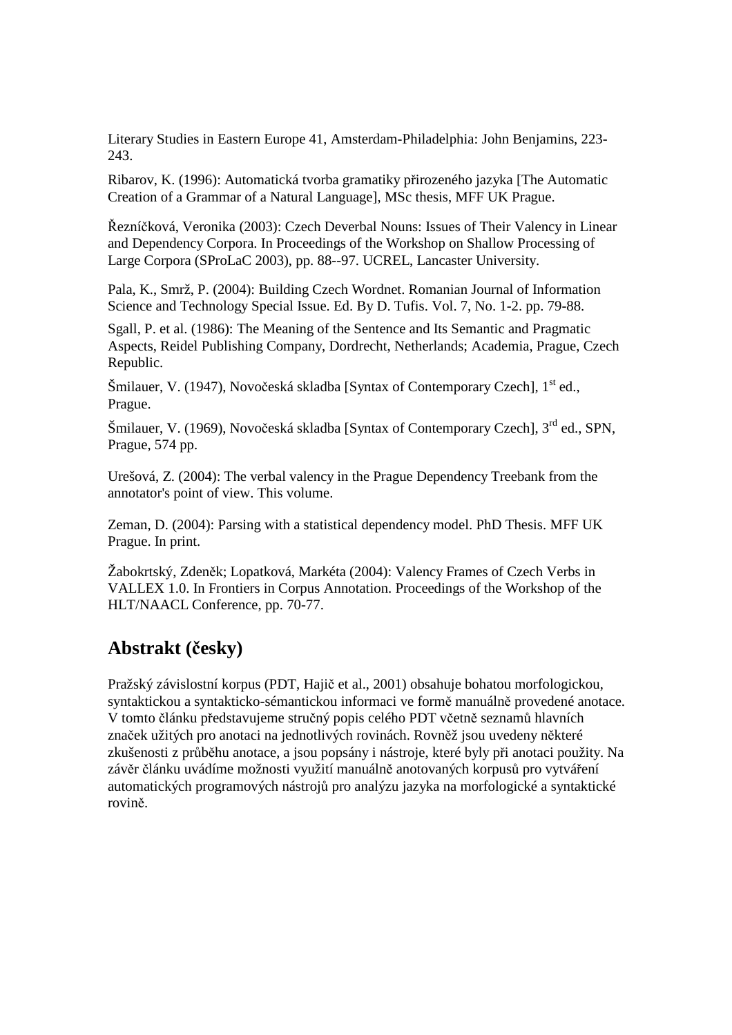Literary Studies in Eastern Europe 41, Amsterdam-Philadelphia: John Benjamins, 223-243.

Ribarov, K. (1996): Automatická tvorba gramatiky přirozeného jazyka [The Automatic Creation of a Grammar of a Natural Language], MSc thesis, MFF UK Prague.

Řezníčková, Veronika (2003): Czech Deverbal Nouns: Issues of Their Valency in Linear and Dependency Corpora. In Proceedings of the Workshop on Shallow Processing of Large Corpora (SProLaC 2003), pp. 88--97. UCREL, Lancaster University.

Pala, K., Smrž, P. (2004): Building Czech Wordnet. Romanian Journal of Information Science and Technology Special Issue. Ed. By D. Tufis. Vol. 7, No. 1-2. pp. 79-88.

Sgall, P. et al. (1986): The Meaning of the Sentence and Its Semantic and Pragmatic Aspects, Reidel Publishing Company, Dordrecht, Netherlands; Academia, Prague, Czech Republic.

Šmilauer, V. (1947), Novočeská skladba [Syntax of Contemporary Czech], 1st ed., Prague.

Šmilauer, V. (1969), Novočeská skladba [Syntax of Contemporary Czech], 3rd ed., SPN, Prague, 574 pp.

Urešová, Z. (2004): The verbal valency in the Prague Dependency Treebank from the annotator's point of view. This volume.

Zeman, D. (2004): Parsing with a statistical dependency model. PhD Thesis. MFF UK Prague. In print.

Žabokrtský, Zdeněk; Lopatková, Markéta (2004): Valency Frames of Czech Verbs in VALLEX 1.0. In Frontiers in Corpus Annotation. Proceedings of the Workshop of the HLT/NAACL Conference, pp. 70-77.

## Abstrakt (česky)

Pražský závislostní korpus (PDT, Hajič et al., 2001) obsahuje bohatou morfologickou, syntaktickou a syntakticko-sémantickou informaci ve formě manuálně provedené anotace. V tomto článku představujeme stručný popis celého PDT včetně seznamů hlavních značek užitých pro anotaci na jednotlivých rovinách. Rovněž jsou uvedeny některé zkušenosti z průběhu anotace, a jsou popsány i nástroje, které byly při anotaci použity. Na závěr článku uvádíme možnosti využití manuálně anotovaných korpusů pro vytváření automatických programových nástrojů pro analýzu jazyka na morfologické a syntaktické rovině.